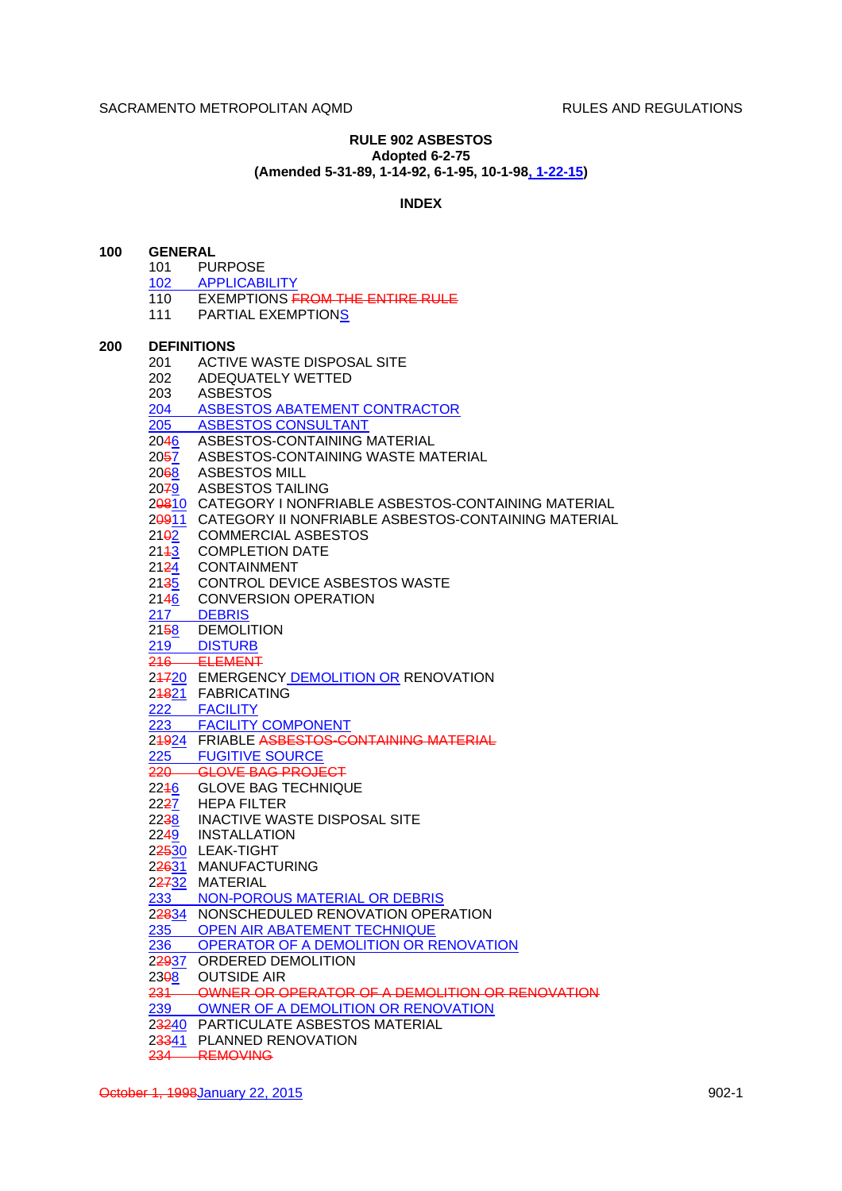**RULE 902 ASBESTOS**
**Adopted 6-2-75**
**(Amended 5-31-89, 1-14-92, 6-1-95, 10-1-98, 1-22-15)**

## INDEX

**100 GENERAL**

- 101 PURPOSE
- 102 APPLICABILITY
- 110 EXEMPTIONS ~~FROM THE ENTIRE RULE~~
- 111 PARTIAL EXEMPTIONS

**200 DEFINITIONS**

- 201 ACTIVE WASTE DISPOSAL SITE
- 202 ADEQUATELY WETTED
- 203 ASBESTOS
- 204 ASBESTOS ABATEMENT CONTRACTOR
- 205 ASBESTOS CONSULTANT
- 20~~4~~6 ASBESTOS-CONTAINING MATERIAL
- 20~~5~~7 ASBESTOS-CONTAINING WASTE MATERIAL
- 20~~6~~8 ASBESTOS MILL
- 20~~7~~9 ASBESTOS TAILING
- 2~~08~~10 CATEGORY I NONFRIABLE ASBESTOS-CONTAINING MATERIAL
- 2~~09~~11 CATEGORY II NONFRIABLE ASBESTOS-CONTAINING MATERIAL
- 21~~0~~2 COMMERCIAL ASBESTOS
- 21~~1~~3 COMPLETION DATE
- 21~~2~~4 CONTAINMENT
- 21~~3~~5 CONTROL DEVICE ASBESTOS WASTE
- 21~~4~~6 CONVERSION OPERATION
- 217 DEBRIS
- 21~~5~~8 DEMOLITION
- 219 DISTURB
- ~~216 ELEMENT~~
- 2~~17~~20 EMERGENCY DEMOLITION OR RENOVATION
- 2~~18~~21 FABRICATING
- 222 FACILITY
- 223 FACILITY COMPONENT
- 2~~19~~24 FRIABLE ~~ASBESTOS-CONTAINING MATERIAL~~
- 225 FUGITIVE SOURCE
- ~~220 GLOVE BAG PROJECT~~
- 22~~1~~6 GLOVE BAG TECHNIQUE
- 22~~2~~7 HEPA FILTER
- 22~~3~~8 INACTIVE WASTE DISPOSAL SITE
- 22~~4~~9 INSTALLATION
- 2~~25~~30 LEAK-TIGHT
- 2~~26~~31 MANUFACTURING
- 2~~27~~32 MATERIAL
- 233 NON-POROUS MATERIAL OR DEBRIS
- 2~~28~~34 NONSCHEDULED RENOVATION OPERATION
- 235 OPEN AIR ABATEMENT TECHNIQUE
- 236 OPERATOR OF A DEMOLITION OR RENOVATION
- 2~~29~~37 ORDERED DEMOLITION
- 23~~0~~8 OUTSIDE AIR
- ~~231 OWNER OR OPERATOR OF A DEMOLITION OR RENOVATION~~
- 239 OWNER OF A DEMOLITION OR RENOVATION
- 2~~32~~40 PARTICULATE ASBESTOS MATERIAL
- 2~~33~~41 PLANNED RENOVATION
- ~~234 REMOVING~~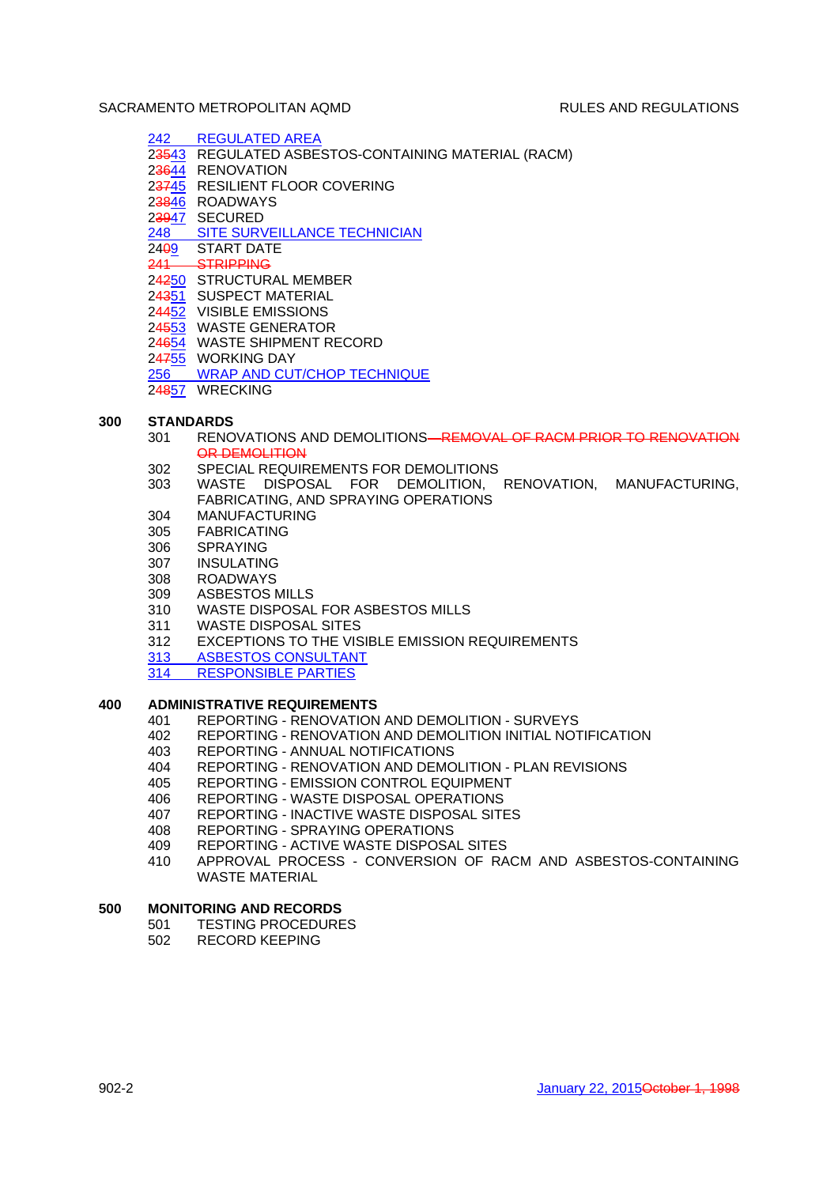242 REGULATED AREA
23543 REGULATED ASBESTOS-CONTAINING MATERIAL (RACM)
23644 RENOVATION
23745 RESILIENT FLOOR COVERING
23846 ROADWAYS
23947 SECURED
248 SITE SURVEILLANCE TECHNICIAN
2409 START DATE
~~241 STRIPPING~~
24250 STRUCTURAL MEMBER
24351 SUSPECT MATERIAL
24452 VISIBLE EMISSIONS
24553 WASTE GENERATOR
24654 WASTE SHIPMENT RECORD
24755 WORKING DAY
256 WRAP AND CUT/CHOP TECHNIQUE
24857 WRECKING

**300 STANDARDS**

301 RENOVATIONS AND DEMOLITIONS~~—REMOVAL OF RACM PRIOR TO RENOVATION OR DEMOLITION~~
302 SPECIAL REQUIREMENTS FOR DEMOLITIONS
303 WASTE DISPOSAL FOR DEMOLITION, RENOVATION, MANUFACTURING, FABRICATING, AND SPRAYING OPERATIONS
304 MANUFACTURING
305 FABRICATING
306 SPRAYING
307 INSULATING
308 ROADWAYS
309 ASBESTOS MILLS
310 WASTE DISPOSAL FOR ASBESTOS MILLS
311 WASTE DISPOSAL SITES
312 EXCEPTIONS TO THE VISIBLE EMISSION REQUIREMENTS
313 ASBESTOS CONSULTANT
314 RESPONSIBLE PARTIES

**400 ADMINISTRATIVE REQUIREMENTS**

401 REPORTING - RENOVATION AND DEMOLITION - SURVEYS
402 REPORTING - RENOVATION AND DEMOLITION INITIAL NOTIFICATION
403 REPORTING - ANNUAL NOTIFICATIONS
404 REPORTING - RENOVATION AND DEMOLITION - PLAN REVISIONS
405 REPORTING - EMISSION CONTROL EQUIPMENT
406 REPORTING - WASTE DISPOSAL OPERATIONS
407 REPORTING - INACTIVE WASTE DISPOSAL SITES
408 REPORTING - SPRAYING OPERATIONS
409 REPORTING - ACTIVE WASTE DISPOSAL SITES
410 APPROVAL PROCESS - CONVERSION OF RACM AND ASBESTOS-CONTAINING WASTE MATERIAL

**500 MONITORING AND RECORDS**

501 TESTING PROCEDURES
502 RECORD KEEPING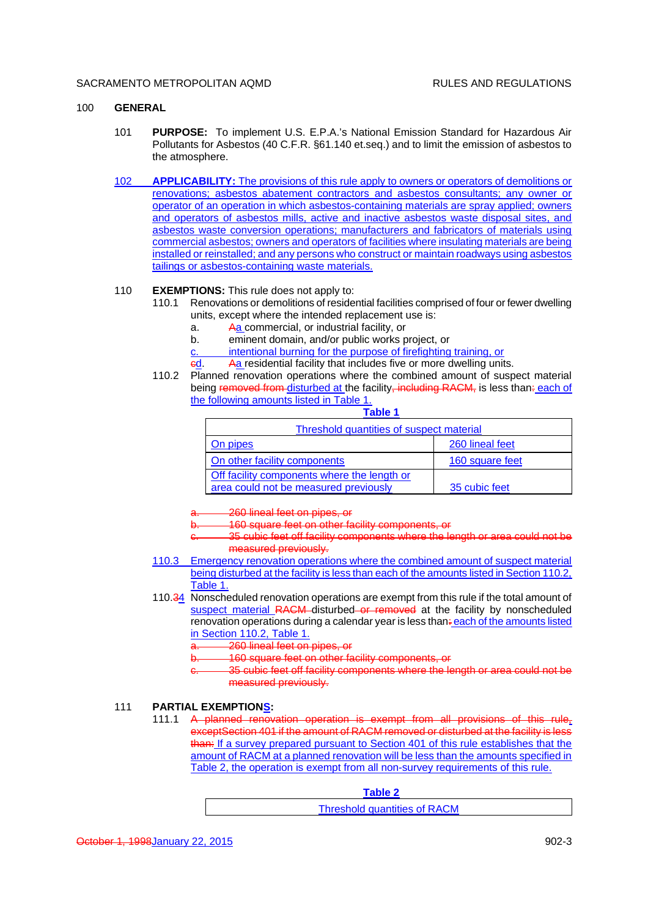## 100 GENERAL

**101 PURPOSE:** To implement U.S. E.P.A.'s National Emission Standard for Hazardous Air Pollutants for Asbestos (40 C.F.R. §61.140 et.seq.) and to limit the emission of asbestos to the atmosphere.

**102 APPLICABILITY:** The provisions of this rule apply to owners or operators of demolitions or renovations; asbestos abatement contractors and asbestos consultants; any owner or operator of an operation in which asbestos-containing materials are spray applied; owners and operators of asbestos mills, active and inactive asbestos waste disposal sites, and asbestos waste conversion operations; manufacturers and fabricators of materials using commercial asbestos; owners and operators of facilities where insulating materials are being installed or reinstalled; and any persons who construct or maintain roadways using asbestos tailings or asbestos-containing waste materials.

**110 EXEMPTIONS:** This rule does not apply to:

110.1 Renovations or demolitions of residential facilities comprised of four or fewer dwelling units, except where the intended replacement use is:

- a. ~~A~~a commercial, or industrial facility, or
- b. eminent domain, and/or public works project, or
- c. intentional burning for the purpose of firefighting training, or
- ~~c~~d. ~~A~~a residential facility that includes five or more dwelling units.

110.2 Planned renovation operations where the combined amount of suspect material being ~~removed from~~ disturbed at the facility~~, including RACM,~~ is less than~~:~~ each of the following amounts listed in Table 1.

**Table 1**

| Threshold quantities of suspect material | |
|---|---|
| On pipes | 260 lineal feet |
| On other facility components | 160 square feet |
| Off facility components where the length or area could not be measured previously | 35 cubic feet |

- ~~a. 260 lineal feet on pipes, or~~
- ~~b. 160 square feet on other facility components, or~~
- ~~c. 35 cubic feet off facility components where the length or area could not be measured previously.~~

110.3 Emergency renovation operations where the combined amount of suspect material being disturbed at the facility is less than each of the amounts listed in Section 110.2, Table 1.

110.~~3~~4 Nonscheduled renovation operations are exempt from this rule if the total amount of suspect material ~~RACM~~ disturbed ~~or removed~~ at the facility by nonscheduled renovation operations during a calendar year is less than~~:~~ each of the amounts listed in Section 110.2, Table 1.

- ~~a. 260 lineal feet on pipes, or~~
- ~~b. 160 square feet on other facility components, or~~
- ~~c. 35 cubic feet off facility components where the length or area could not be measured previously.~~

**111 PARTIAL EXEMPTIONS:**

111.1 ~~A planned renovation operation is exempt from all provisions of this rule, except Section 401 if the amount of RACM removed or disturbed at the facility is less than:~~ If a survey prepared pursuant to Section 401 of this rule establishes that the amount of RACM at a planned renovation will be less than the amounts specified in Table 2, the operation is exempt from all non-survey requirements of this rule.

**Table 2**

| Threshold quantities of RACM |
|---|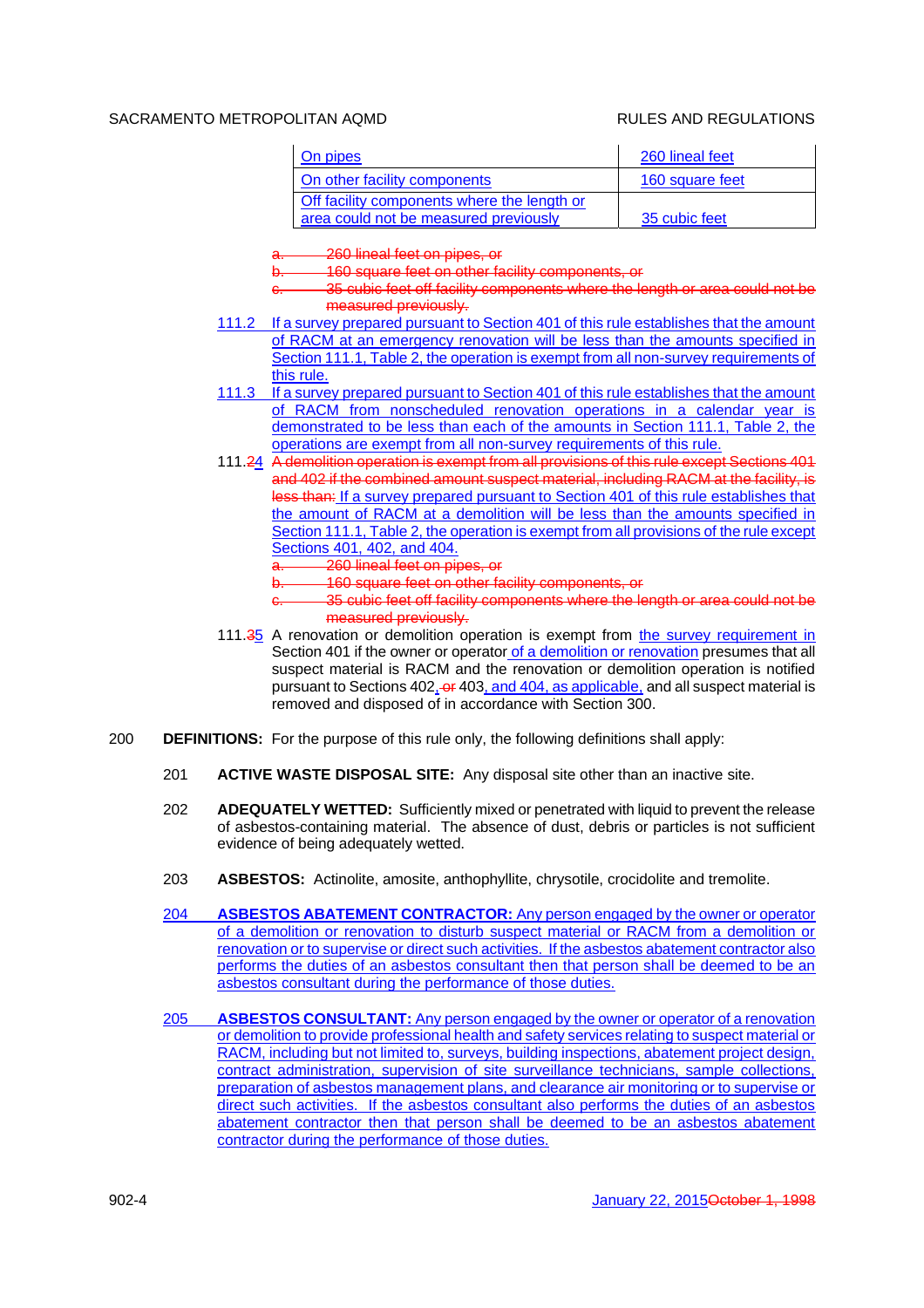| On pipes | 260 lineal feet |
|---|---|
| On other facility components | 160 square feet |
| Off facility components where the length or area could not be measured previously | 35 cubic feet |

~~a. 260 lineal feet on pipes, or~~
~~b. 160 square feet on other facility components, or~~
~~c. 35 cubic feet off facility components where the length or area could not be measured previously.~~

111.2 If a survey prepared pursuant to Section 401 of this rule establishes that the amount of RACM at an emergency renovation will be less than the amounts specified in Section 111.1, Table 2, the operation is exempt from all non-survey requirements of this rule.

111.3 If a survey prepared pursuant to Section 401 of this rule establishes that the amount of RACM from nonscheduled renovation operations in a calendar year is demonstrated to be less than each of the amounts in Section 111.1, Table 2, the operations are exempt from all non-survey requirements of this rule.

111.~~2~~4 ~~A demolition operation is exempt from all provisions of this rule except Sections 401 and 402 if the combined amount suspect material, including RACM at the facility, is less than:~~ If a survey prepared pursuant to Section 401 of this rule establishes that the amount of RACM at a demolition will be less than the amounts specified in Section 111.1, Table 2, the operation is exempt from all provisions of the rule except Sections 401, 402, and 404.

~~a. 260 lineal feet on pipes, or~~
~~b. 160 square feet on other facility components, or~~
~~c. 35 cubic feet off facility components where the length or area could not be measured previously.~~

111.~~3~~5 A renovation or demolition operation is exempt from the survey requirement in Section 401 if the owner or operator of a demolition or renovation presumes that all suspect material is RACM and the renovation or demolition operation is notified pursuant to Sections 402, ~~or~~ 403, and 404, as applicable, and all suspect material is removed and disposed of in accordance with Section 300.

## 200 DEFINITIONS:

For the purpose of this rule only, the following definitions shall apply:

201 **ACTIVE WASTE DISPOSAL SITE:** Any disposal site other than an inactive site.

202 **ADEQUATELY WETTED:** Sufficiently mixed or penetrated with liquid to prevent the release of asbestos-containing material. The absence of dust, debris or particles is not sufficient evidence of being adequately wetted.

203 **ASBESTOS:** Actinolite, amosite, anthophyllite, chrysotile, crocidolite and tremolite.

204 **ASBESTOS ABATEMENT CONTRACTOR:** Any person engaged by the owner or operator of a demolition or renovation to disturb suspect material or RACM from a demolition or renovation or to supervise or direct such activities. If the asbestos abatement contractor also performs the duties of an asbestos consultant then that person shall be deemed to be an asbestos consultant during the performance of those duties.

205 **ASBESTOS CONSULTANT:** Any person engaged by the owner or operator of a renovation or demolition to provide professional health and safety services relating to suspect material or RACM, including but not limited to, surveys, building inspections, abatement project design, contract administration, supervision of site surveillance technicians, sample collections, preparation of asbestos management plans, and clearance air monitoring or to supervise or direct such activities. If the asbestos consultant also performs the duties of an asbestos abatement contractor then that person shall be deemed to be an asbestos abatement contractor during the performance of those duties.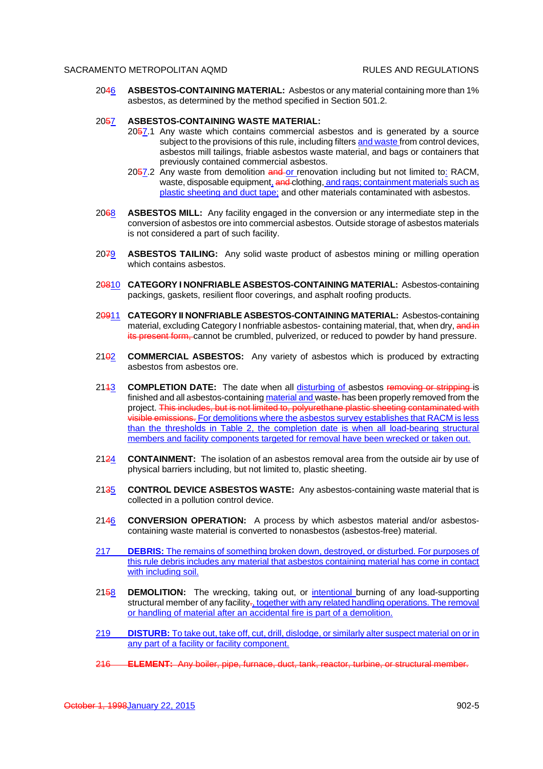20~~4~~6 **ASBESTOS-CONTAINING MATERIAL:** Asbestos or any material containing more than 1% asbestos, as determined by the method specified in Section 501.2.

20~~5~~7 **ASBESTOS-CONTAINING WASTE MATERIAL:**

20~~5~~7.1 Any waste which contains commercial asbestos and is generated by a source subject to the provisions of this rule, including filters and waste from control devices, asbestos mill tailings, friable asbestos waste material, and bags or containers that previously contained commercial asbestos.

20~~5~~7.2 Any waste from demolition ~~and~~ or renovation including but not limited to: RACM, waste, disposable equipment, ~~and~~ clothing, and rags; containment materials such as plastic sheeting and duct tape; and other materials contaminated with asbestos.

20~~6~~8 **ASBESTOS MILL:** Any facility engaged in the conversion or any intermediate step in the conversion of asbestos ore into commercial asbestos. Outside storage of asbestos materials is not considered a part of such facility.

20~~7~~9 **ASBESTOS TAILING:** Any solid waste product of asbestos mining or milling operation which contains asbestos.

2~~08~~10 **CATEGORY I NONFRIABLE ASBESTOS-CONTAINING MATERIAL:** Asbestos-containing packings, gaskets, resilient floor coverings, and asphalt roofing products.

2~~09~~11 **CATEGORY II NONFRIABLE ASBESTOS-CONTAINING MATERIAL:** Asbestos-containing material, excluding Category I nonfriable asbestos- containing material, that, when dry, ~~and in its present form,~~ cannot be crumbled, pulverized, or reduced to powder by hand pressure.

21~~0~~2 **COMMERCIAL ASBESTOS:** Any variety of asbestos which is produced by extracting asbestos from asbestos ore.

21~~1~~3 **COMPLETION DATE:** The date when all disturbing of asbestos ~~removing or stripping~~ is finished and all asbestos-containing material and waste~~.~~ has been properly removed from the project. ~~This includes, but is not limited to, polyurethane plastic sheeting contaminated with visible emissions.~~ For demolitions where the asbestos survey establishes that RACM is less than the thresholds in Table 2, the completion date is when all load-bearing structural members and facility components targeted for removal have been wrecked or taken out.

21~~2~~4 **CONTAINMENT:** The isolation of an asbestos removal area from the outside air by use of physical barriers including, but not limited to, plastic sheeting.

21~~3~~5 **CONTROL DEVICE ASBESTOS WASTE:** Any asbestos-containing waste material that is collected in a pollution control device.

21~~4~~6 **CONVERSION OPERATION:** A process by which asbestos material and/or asbestos-containing waste material is converted to nonasbestos (asbestos-free) material.

217 **DEBRIS:** The remains of something broken down, destroyed, or disturbed. For purposes of this rule debris includes any material that asbestos containing material has come in contact with including soil.

21~~5~~8 **DEMOLITION:** The wrecking, taking out, or intentional burning of any load-supporting structural member of any facility~~.~~, together with any related handling operations. The removal or handling of material after an accidental fire is part of a demolition.

219 **DISTURB:** To take out, take off, cut, drill, dislodge, or similarly alter suspect material on or in any part of a facility or facility component.

~~216 **ELEMENT:** Any boiler, pipe, furnace, duct, tank, reactor, turbine, or structural member.~~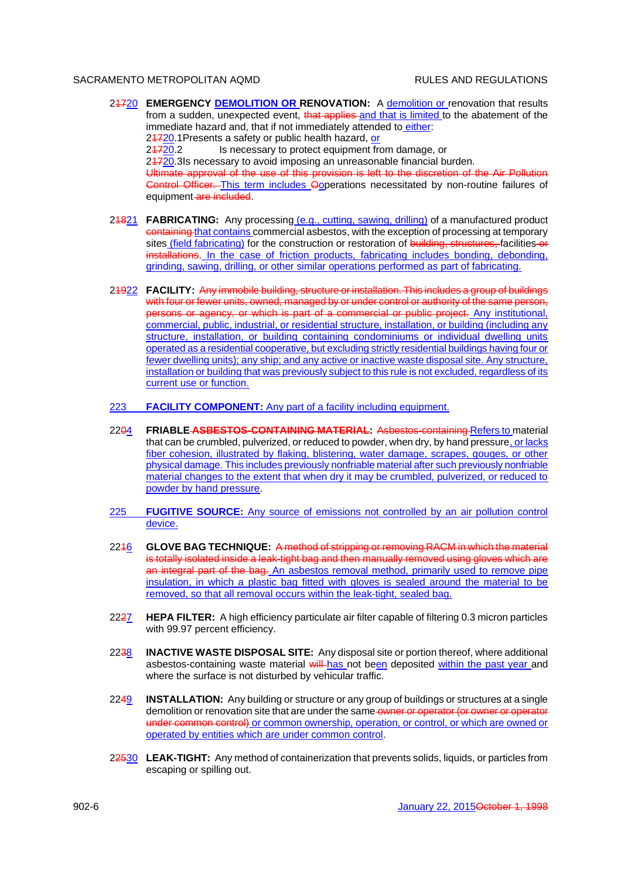2~~17~~20 **EMERGENCY DEMOLITION OR RENOVATION:** A demolition or renovation that results from a sudden, unexpected event, ~~that applies~~ and that is limited to the abatement of the immediate hazard and, that if not immediately attended to either:

2~~17~~20.1 Presents a safety or public health hazard, or

2~~17~~20.2 Is necessary to protect equipment from damage, or

2~~17~~20.3 Is necessary to avoid imposing an unreasonable financial burden.

~~Ultimate approval of the use of this provision is left to the discretion of the Air Pollution Control Officer.~~ This term includes ~~O~~operations necessitated by non-routine failures of equipment ~~are included~~.

2~~18~~21 **FABRICATING:** Any processing (e.g., cutting, sawing, drilling) of a manufactured product ~~containing~~ that contains commercial asbestos, with the exception of processing at temporary sites (field fabricating) for the construction or restoration of ~~building, structures,~~ facilities ~~or installations~~. In the case of friction products, fabricating includes bonding, debonding, grinding, sawing, drilling, or other similar operations performed as part of fabricating.

2~~19~~22 **FACILITY:** ~~Any immobile building, structure or installation. This includes a group of buildings with four or fewer units, owned, managed by or under control or authority of the same person, persons or agency, or which is part of a commercial or public project.~~ Any institutional, commercial, public, industrial, or residential structure, installation, or building (including any structure, installation, or building containing condominiums or individual dwelling units operated as a residential cooperative, but excluding strictly residential buildings having four or fewer dwelling units); any ship; and any active or inactive waste disposal site. Any structure, installation or building that was previously subject to this rule is not excluded, regardless of its current use or function.

223 **FACILITY COMPONENT:** Any part of a facility including equipment.

22~~0~~4 **FRIABLE ~~ASBESTOS-CONTAINING MATERIAL~~:** ~~Asbestos-containing~~ Refers to material that can be crumbled, pulverized, or reduced to powder, when dry, by hand pressure, or lacks fiber cohesion, illustrated by flaking, blistering, water damage, scrapes, gouges, or other physical damage. This includes previously nonfriable material after such previously nonfriable material changes to the extent that when dry it may be crumbled, pulverized, or reduced to powder by hand pressure.

225 **FUGITIVE SOURCE:** Any source of emissions not controlled by an air pollution control device.

22~~1~~6 **GLOVE BAG TECHNIQUE:** ~~A method of stripping or removing RACM in which the material is totally isolated inside a leak-tight bag and then manually removed using gloves which are an integral part of the bag.~~ An asbestos removal method, primarily used to remove pipe insulation, in which a plastic bag fitted with gloves is sealed around the material to be removed, so that all removal occurs within the leak-tight, sealed bag.

22~~2~~7 **HEPA FILTER:** A high efficiency particulate air filter capable of filtering 0.3 micron particles with 99.97 percent efficiency.

22~~3~~8 **INACTIVE WASTE DISPOSAL SITE:** Any disposal site or portion thereof, where additional asbestos-containing waste material ~~will~~ has not been deposited within the past year and where the surface is not disturbed by vehicular traffic.

22~~4~~9 **INSTALLATION:** Any building or structure or any group of buildings or structures at a single demolition or renovation site that are under the same ~~owner or operator (or owner or operator under common control)~~ or common ownership, operation, or control, or which are owned or operated by entities which are under common control.

2~~25~~30 **LEAK-TIGHT:** Any method of containerization that prevents solids, liquids, or particles from escaping or spilling out.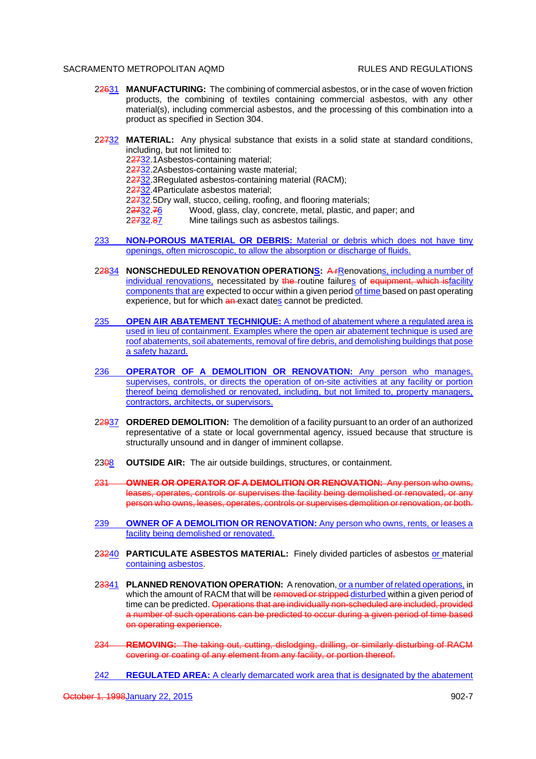22631 **MANUFACTURING:** The combining of commercial asbestos, or in the case of woven friction products, the combining of textiles containing commercial asbestos, with any other material(s), including commercial asbestos, and the processing of this combination into a product as specified in Section 304.

22732 **MATERIAL:** Any physical substance that exists in a solid state at standard conditions, including, but not limited to:

22732.1 Asbestos-containing material;
22732.2 Asbestos-containing waste material;
22732.3 Regulated asbestos-containing material (RACM);
22732.4 Particulate asbestos material;
22732.5 Dry wall, stucco, ceiling, roofing, and flooring materials;
22732.76 Wood, glass, clay, concrete, metal, plastic, and paper; and
22732.87 Mine tailings such as asbestos tailings.

233 **NON-POROUS MATERIAL OR DEBRIS:** Material or debris which does not have tiny openings, often microscopic, to allow the absorption or discharge of fluids.

22834 **NONSCHEDULED RENOVATION OPERATIONS:** A rRenovations, including a number of individual renovations, necessitated by the routine failures of equipment, which isfacility components that are expected to occur within a given period of time based on past operating experience, but for which an exact dates cannot be predicted.

235 **OPEN AIR ABATEMENT TECHNIQUE:** A method of abatement where a regulated area is used in lieu of containment. Examples where the open air abatement technique is used are roof abatements, soil abatements, removal of fire debris, and demolishing buildings that pose a safety hazard.

236 **OPERATOR OF A DEMOLITION OR RENOVATION:** Any person who manages, supervises, controls, or directs the operation of on-site activities at any facility or portion thereof being demolished or renovated, including, but not limited to, property managers, contractors, architects, or supervisors.

22937 **ORDERED DEMOLITION:** The demolition of a facility pursuant to an order of an authorized representative of a state or local governmental agency, issued because that structure is structurally unsound and in danger of imminent collapse.

23038 **OUTSIDE AIR:** The air outside buildings, structures, or containment.

~~231 **OWNER OR OPERATOR OF A DEMOLITION OR RENOVATION:** Any person who owns, leases, operates, controls or supervises the facility being demolished or renovated, or any person who owns, leases, operates, controls or supervises demolition or renovation, or both.~~

239 **OWNER OF A DEMOLITION OR RENOVATION:** Any person who owns, rents, or leases a facility being demolished or renovated.

23240 **PARTICULATE ASBESTOS MATERIAL:** Finely divided particles of asbestos or material containing asbestos.

23341 **PLANNED RENOVATION OPERATION:** A renovation, or a number of related operations, in which the amount of RACM that will be removed or stripped disturbed within a given period of time can be predicted. ~~Operations that are individually non-scheduled are included, provided a number of such operations can be predicted to occur during a given period of time based on operating experience.~~

~~234 **REMOVING:** The taking out, cutting, dislodging, drilling, or similarly disturbing of RACM covering or coating of any element from any facility, or portion thereof.~~

242 **REGULATED AREA:** A clearly demarcated work area that is designated by the abatement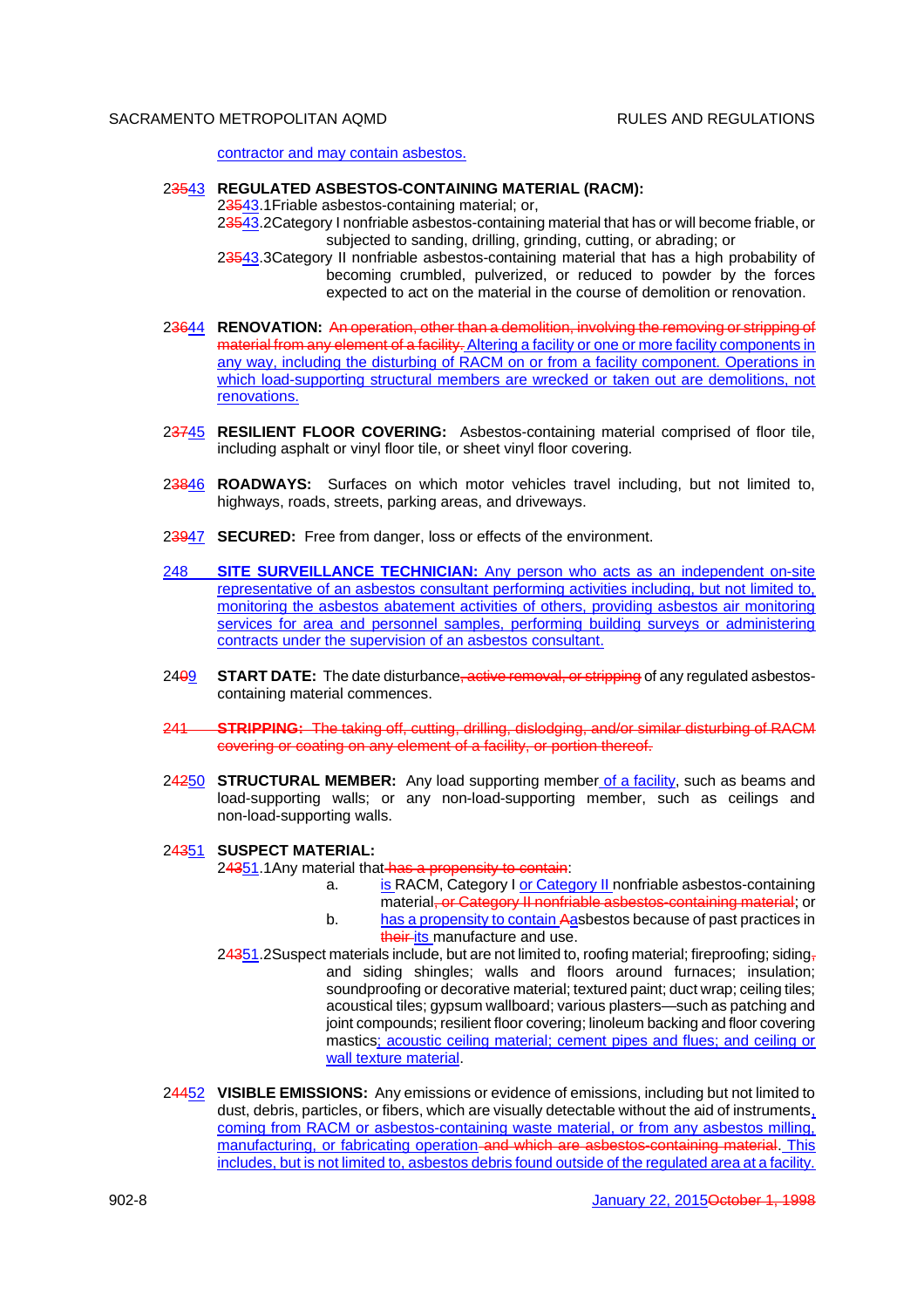contractor and may contain asbestos.

2~~35~~43 **REGULATED ASBESTOS-CONTAINING MATERIAL (RACM):**

2~~35~~43.1 Friable asbestos-containing material; or,

2~~35~~43.2 Category I nonfriable asbestos-containing material that has or will become friable, or subjected to sanding, drilling, grinding, cutting, or abrading; or

2~~35~~43.3 Category II nonfriable asbestos-containing material that has a high probability of becoming crumbled, pulverized, or reduced to powder by the forces expected to act on the material in the course of demolition or renovation.

2~~36~~44 **RENOVATION:** ~~An operation, other than a demolition, involving the removing or stripping of material from any element of a facility.~~ Altering a facility or one or more facility components in any way, including the disturbing of RACM on or from a facility component. Operations in which load-supporting structural members are wrecked or taken out are demolitions, not renovations.

2~~37~~45 **RESILIENT FLOOR COVERING:** Asbestos-containing material comprised of floor tile, including asphalt or vinyl floor tile, or sheet vinyl floor covering.

2~~38~~46 **ROADWAYS:** Surfaces on which motor vehicles travel including, but not limited to, highways, roads, streets, parking areas, and driveways.

2~~39~~47 **SECURED:** Free from danger, loss or effects of the environment.

248 **SITE SURVEILLANCE TECHNICIAN:** Any person who acts as an independent on-site representative of an asbestos consultant performing activities including, but not limited to, monitoring the asbestos abatement activities of others, providing asbestos air monitoring services for area and personnel samples, performing building surveys or administering contracts under the supervision of an asbestos consultant.

24~~0~~9 **START DATE:** The date disturbance~~, active removal, or stripping~~ of any regulated asbestos-containing material commences.

~~241 **STRIPPING:** The taking off, cutting, drilling, dislodging, and/or similar disturbing of RACM covering or coating on any element of a facility, or portion thereof.~~

2~~42~~50 **STRUCTURAL MEMBER:** Any load supporting member of a facility, such as beams and load-supporting walls; or any non-load-supporting member, such as ceilings and non-load-supporting walls.

2~~43~~51 **SUSPECT MATERIAL:**

2~~43~~51.1 Any material that ~~has a propensity to contain~~:

a. is RACM, Category I or Category II nonfriable asbestos-containing material~~, or Category II nonfriable asbestos-containing material~~; or

b. has a propensity to contain ~~A~~asbestos because of past practices in ~~their~~ its manufacture and use.

2~~43~~51.2 Suspect materials include, but are not limited to, roofing material; fireproofing; siding~~,~~ and siding shingles; walls and floors around furnaces; insulation; soundproofing or decorative material; textured paint; duct wrap; ceiling tiles; acoustical tiles; gypsum wallboard; various plasters—such as patching and joint compounds; resilient floor covering; linoleum backing and floor covering mastics; acoustic ceiling material; cement pipes and flues; and ceiling or wall texture material.

2~~44~~52 **VISIBLE EMISSIONS:** Any emissions or evidence of emissions, including but not limited to dust, debris, particles, or fibers, which are visually detectable without the aid of instruments, coming from RACM or asbestos-containing waste material, or from any asbestos milling, manufacturing, or fabricating operation ~~and which are asbestos-containing material~~. This includes, but is not limited to, asbestos debris found outside of the regulated area at a facility.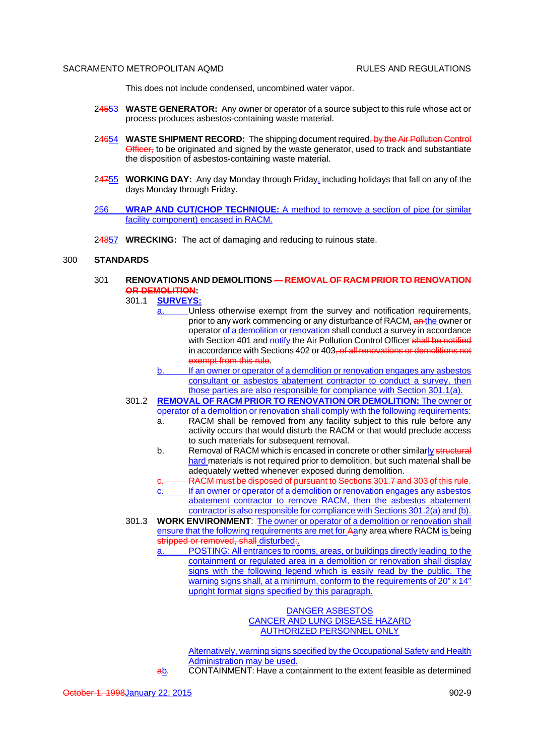This does not include condensed, uncombined water vapor.

24553 **WASTE GENERATOR:** Any owner or operator of a source subject to this rule whose act or process produces asbestos-containing waste material.

24654 **WASTE SHIPMENT RECORD:** The shipping document required, by the Air Pollution Control Officer, to be originated and signed by the waste generator, used to track and substantiate the disposition of asbestos-containing waste material.

24755 **WORKING DAY:** Any day Monday through Friday, including holidays that fall on any of the days Monday through Friday.

256 **WRAP AND CUT/CHOP TECHNIQUE:** A method to remove a section of pipe (or similar facility component) encased in RACM.

24857 **WRECKING:** The act of damaging and reducing to ruinous state.

## 300 STANDARDS

### 301 RENOVATIONS AND DEMOLITIONS — REMOVAL OF RACM PRIOR TO RENOVATION OR DEMOLITION:

301.1 **SURVEYS:**

a. Unless otherwise exempt from the survey and notification requirements, prior to any work commencing or any disturbance of RACM, an the owner or operator of a demolition or renovation shall conduct a survey in accordance with Section 401 and notify the Air Pollution Control Officer shall be notified in accordance with Sections 402 or 403, of all renovations or demolitions not exempt from this rule.

b. If an owner or operator of a demolition or renovation engages any asbestos consultant or asbestos abatement contractor to conduct a survey, then those parties are also responsible for compliance with Section 301.1(a).

301.2 **REMOVAL OF RACM PRIOR TO RENOVATION OR DEMOLITION:** The owner or operator of a demolition or renovation shall comply with the following requirements:

a. RACM shall be removed from any facility subject to this rule before any activity occurs that would disturb the RACM or that would preclude access to such materials for subsequent removal.

b. Removal of RACM which is encased in concrete or other similarly structural hard materials is not required prior to demolition, but such material shall be adequately wetted whenever exposed during demolition.

c. RACM must be disposed of pursuant to Sections 301.7 and 303 of this rule.

c. If an owner or operator of a demolition or renovation engages any asbestos abatement contractor to remove RACM, then the asbestos abatement contractor is also responsible for compliance with Sections 301.2(a) and (b).

301.3 **WORK ENVIRONMENT**: The owner or operator of a demolition or renovation shall ensure that the following requirements are met for Aany area where RACM is being stripped or removed, shall disturbed:.

a. POSTING: All entrances to rooms, areas, or buildings directly leading to the containment or regulated area in a demolition or renovation shall display signs with the following legend which is easily read by the public. The warning signs shall, at a minimum, conform to the requirements of 20" x 14" upright format signs specified by this paragraph.

DANGER ASBESTOS
CANCER AND LUNG DISEASE HAZARD
AUTHORIZED PERSONNEL ONLY

Alternatively, warning signs specified by the Occupational Safety and Health Administration may be used.

ab. CONTAINMENT: Have a containment to the extent feasible as determined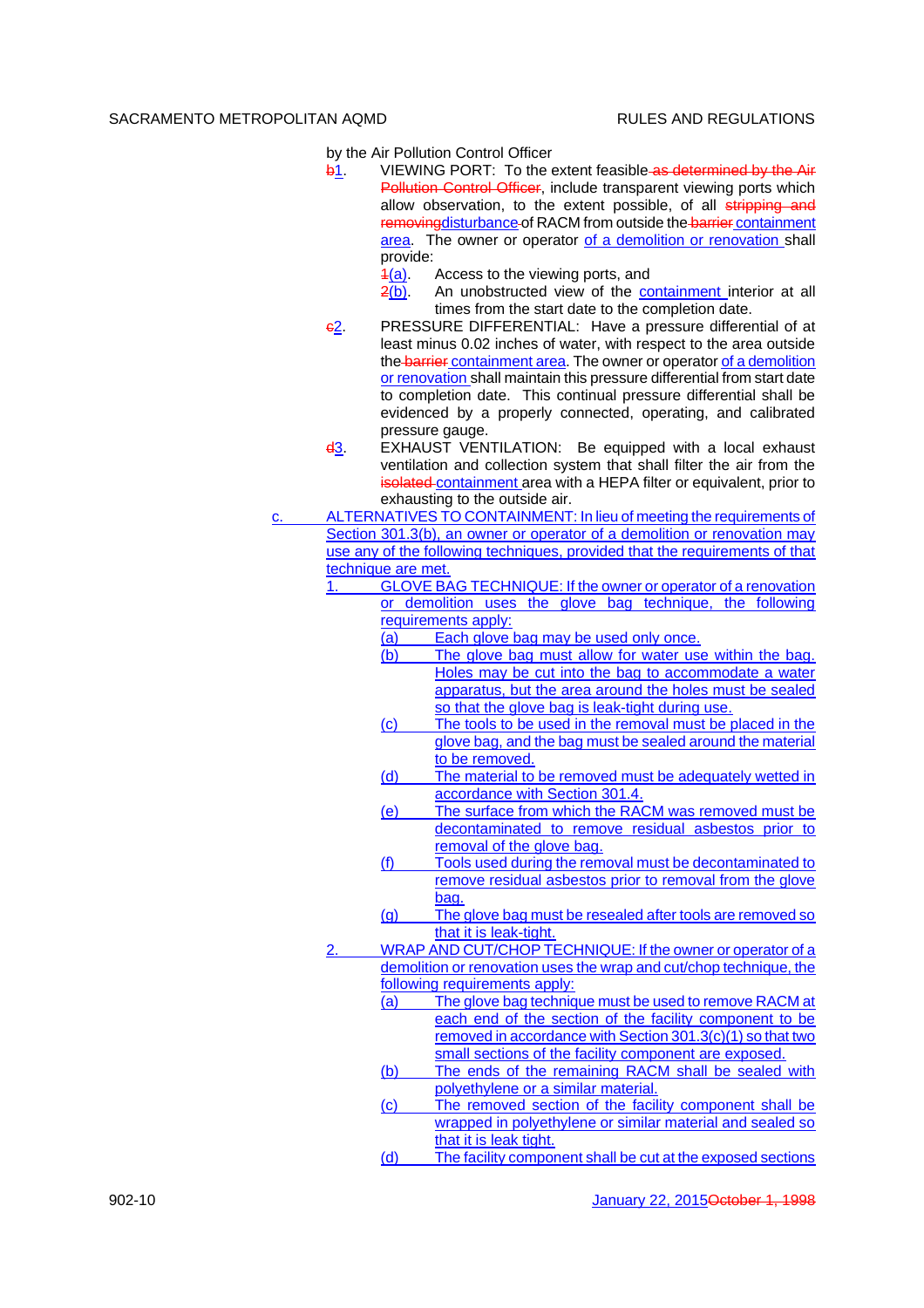by the Air Pollution Control Officer

b1. VIEWING PORT: To the extent feasible as determined by the Air Pollution Control Officer, include transparent viewing ports which allow observation, to the extent possible, of all stripping and removingdisturbance of RACM from outside the barrier containment area. The owner or operator of a demolition or renovation shall provide:

1(a). Access to the viewing ports, and

2(b). An unobstructed view of the containment interior at all times from the start date to the completion date.

c2. PRESSURE DIFFERENTIAL: Have a pressure differential of at least minus 0.02 inches of water, with respect to the area outside the barrier containment area. The owner or operator of a demolition or renovation shall maintain this pressure differential from start date to completion date. This continual pressure differential shall be evidenced by a properly connected, operating, and calibrated pressure gauge.

d3. EXHAUST VENTILATION: Be equipped with a local exhaust ventilation and collection system that shall filter the air from the isolated containment area with a HEPA filter or equivalent, prior to exhausting to the outside air.

c. ALTERNATIVES TO CONTAINMENT: In lieu of meeting the requirements of Section 301.3(b), an owner or operator of a demolition or renovation may use any of the following techniques, provided that the requirements of that technique are met.

1. GLOVE BAG TECHNIQUE: If the owner or operator of a renovation or demolition uses the glove bag technique, the following requirements apply:

(a) Each glove bag may be used only once.

(b) The glove bag must allow for water use within the bag. Holes may be cut into the bag to accommodate a water apparatus, but the area around the holes must be sealed so that the glove bag is leak-tight during use.

(c) The tools to be used in the removal must be placed in the glove bag, and the bag must be sealed around the material to be removed.

(d) The material to be removed must be adequately wetted in accordance with Section 301.4.

(e) The surface from which the RACM was removed must be decontaminated to remove residual asbestos prior to removal of the glove bag.

(f) Tools used during the removal must be decontaminated to remove residual asbestos prior to removal from the glove bag.

(g) The glove bag must be resealed after tools are removed so that it is leak-tight.

2. WRAP AND CUT/CHOP TECHNIQUE: If the owner or operator of a demolition or renovation uses the wrap and cut/chop technique, the following requirements apply:

(a) The glove bag technique must be used to remove RACM at each end of the section of the facility component to be removed in accordance with Section 301.3(c)(1) so that two small sections of the facility component are exposed.

(b) The ends of the remaining RACM shall be sealed with polyethylene or a similar material.

(c) The removed section of the facility component shall be wrapped in polyethylene or similar material and sealed so that it is leak tight.

(d) The facility component shall be cut at the exposed sections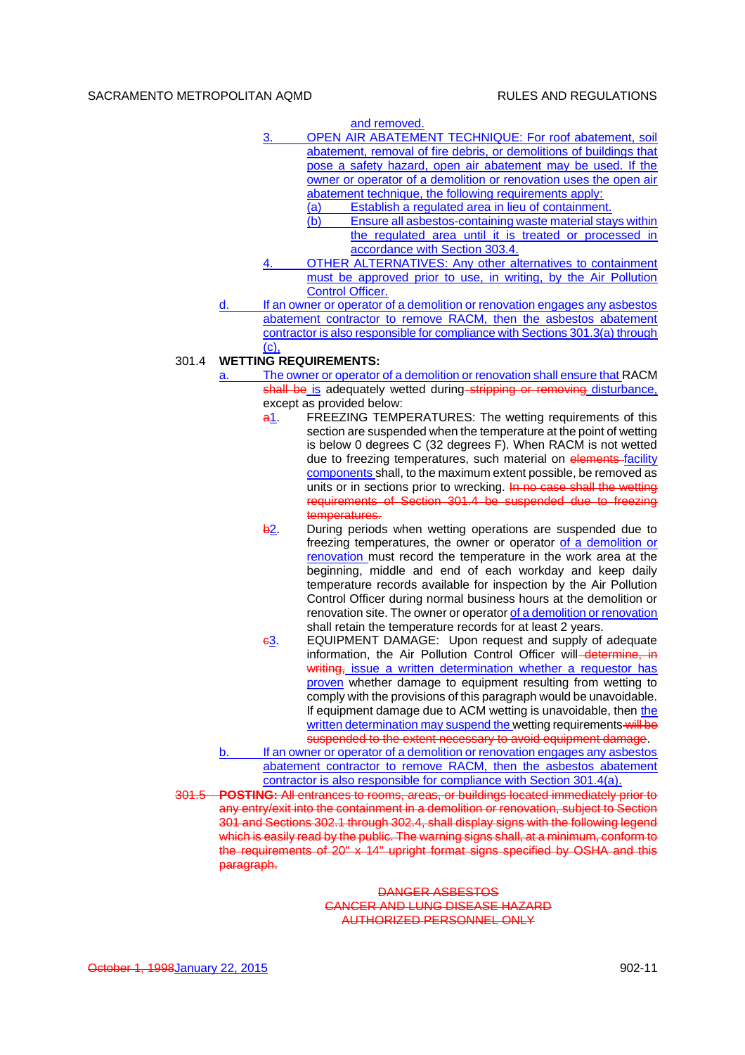and removed.

3. OPEN AIR ABATEMENT TECHNIQUE: For roof abatement, soil abatement, removal of fire debris, or demolitions of buildings that pose a safety hazard, open air abatement may be used. If the owner or operator of a demolition or renovation uses the open air abatement technique, the following requirements apply:
   - (a) Establish a regulated area in lieu of containment.
   - (b) Ensure all asbestos-containing waste material stays within the regulated area until it is treated or processed in accordance with Section 303.4.
4. OTHER ALTERNATIVES: Any other alternatives to containment must be approved prior to use, in writing, by the Air Pollution Control Officer.

d. If an owner or operator of a demolition or renovation engages any asbestos abatement contractor to remove RACM, then the asbestos abatement contractor is also responsible for compliance with Sections 301.3(a) through (c).

301.4 **WETTING REQUIREMENTS:**

a. The owner or operator of a demolition or renovation shall ensure that RACM ~~shall be~~ is adequately wetted during ~~stripping or removing~~ disturbance, except as provided below:

~~a~~1. FREEZING TEMPERATURES: The wetting requirements of this section are suspended when the temperature at the point of wetting is below 0 degrees C (32 degrees F). When RACM is not wetted due to freezing temperatures, such material on ~~elements~~ facility components shall, to the maximum extent possible, be removed as units or in sections prior to wrecking. ~~In no case shall the wetting requirements of Section 301.4 be suspended due to freezing temperatures.~~

~~b~~2. During periods when wetting operations are suspended due to freezing temperatures, the owner or operator of a demolition or renovation must record the temperature in the work area at the beginning, middle and end of each workday and keep daily temperature records available for inspection by the Air Pollution Control Officer during normal business hours at the demolition or renovation site. The owner or operator of a demolition or renovation shall retain the temperature records for at least 2 years.

~~c~~3. EQUIPMENT DAMAGE: Upon request and supply of adequate information, the Air Pollution Control Officer will ~~determine, in writing,~~ issue a written determination whether a requestor has proven whether damage to equipment resulting from wetting to comply with the provisions of this paragraph would be unavoidable. If equipment damage due to ACM wetting is unavoidable, then the written determination may suspend the wetting requirements ~~will be suspended to the extent necessary to avoid equipment damage~~.

b. If an owner or operator of a demolition or renovation engages any asbestos abatement contractor to remove RACM, then the asbestos abatement contractor is also responsible for compliance with Section 301.4(a).

~~301.5 **POSTING:** All entrances to rooms, areas, or buildings located immediately prior to any entry/exit into the containment in a demolition or renovation, subject to Section 301 and Sections 302.1 through 302.4, shall display signs with the following legend which is easily read by the public. The warning signs shall, at a minimum, conform to the requirements of 20" x 14" upright format signs specified by OSHA and this paragraph.~~

~~DANGER ASBESTOS~~
~~CANCER AND LUNG DISEASE HAZARD~~
~~AUTHORIZED PERSONNEL ONLY~~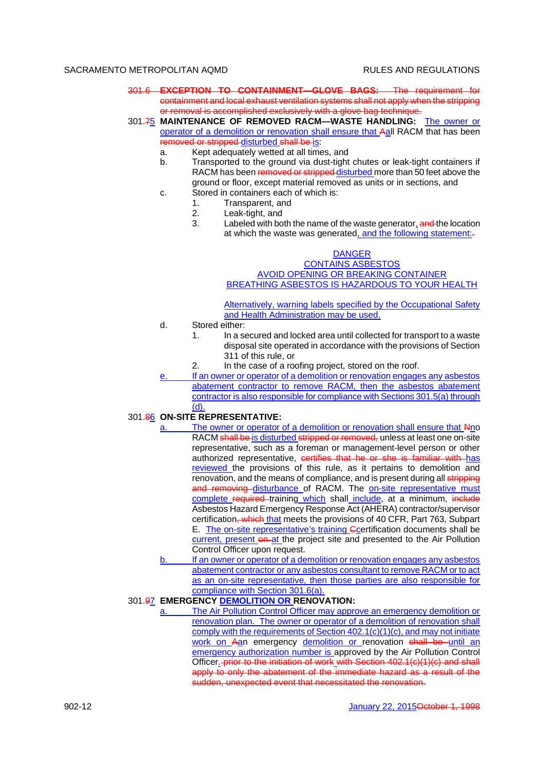~~301.6 **EXCEPTION TO CONTAINMENT—GLOVE BAGS:** The requirement for containment and local exhaust ventilation systems shall not apply when the stripping or removal is accomplished exclusively with a glove bag technique.~~

301.~~7~~5 **MAINTENANCE OF REMOVED RACM—WASTE HANDLING:** The owner or operator of a demolition or renovation shall ensure that ~~A~~all RACM that has been ~~removed or stripped~~ disturbed ~~shall be~~ is:

a. Kept adequately wetted at all times, and

b. Transported to the ground via dust-tight chutes or leak-tight containers if RACM has been ~~removed or stripped~~ disturbed more than 50 feet above the ground or floor, except material removed as units or in sections, and

c. Stored in containers each of which is:

   1. Transparent, and
   2. Leak-tight, and
   3. Labeled with both the name of the waste generator, ~~and~~ the location at which the waste was generated, and the following statement:~~.~~

      DANGER
      CONTAINS ASBESTOS
      AVOID OPENING OR BREAKING CONTAINER
      BREATHING ASBESTOS IS HAZARDOUS TO YOUR HEALTH

      Alternatively, warning labels specified by the Occupational Safety and Health Administration may be used.

d. Stored either:

   1. In a secured and locked area until collected for transport to a waste disposal site operated in accordance with the provisions of Section 311 of this rule, or
   2. In the case of a roofing project, stored on the roof.

e. If an owner or operator of a demolition or renovation engages any asbestos abatement contractor to remove RACM, then the asbestos abatement contractor is also responsible for compliance with Sections 301.5(a) through (d).

301.~~8~~6 **ON-SITE REPRESENTATIVE:**

a. The owner or operator of a demolition or renovation shall ensure that ~~N~~no RACM ~~shall be~~ is disturbed ~~stripped or removed,~~ unless at least one on-site representative, such as a foreman or management-level person or other authorized representative, ~~certifies that he or she is familiar with~~ has reviewed the provisions of this rule, as it pertains to demolition and renovation, and the means of compliance, and is present during all ~~stripping and removing~~ disturbance of RACM. The on-site representative must complete ~~required~~ training which shall include, at a minimum, ~~include~~ Asbestos Hazard Emergency Response Act (AHERA) contractor/supervisor certification~~, which~~ that meets the provisions of 40 CFR, Part 763, Subpart E. The on-site representative's training ~~C~~certification documents shall be current, present ~~on~~ at the project site and presented to the Air Pollution Control Officer upon request.

b. If an owner or operator of a demolition or renovation engages any asbestos abatement contractor or any asbestos consultant to remove RACM or to act as an on-site representative, then those parties are also responsible for compliance with Section 301.6(a).

301.~~9~~7 **EMERGENCY DEMOLITION OR RENOVATION:**

a. The Air Pollution Control Officer may approve an emergency demolition or renovation plan. The owner or operator of a demolition of renovation shall comply with the requirements of Section 402.1(c)(1)(c), and may not initiate work on ~~A~~an emergency demolition or renovation ~~shall be~~ until an emergency authorization number is approved by the Air Pollution Control Officer. ~~prior to the initiation of work with Section 402.1(c)(1)(c) and shall apply to only the abatement of the immediate hazard as a result of the sudden, unexpected event that necessitated the renovation.~~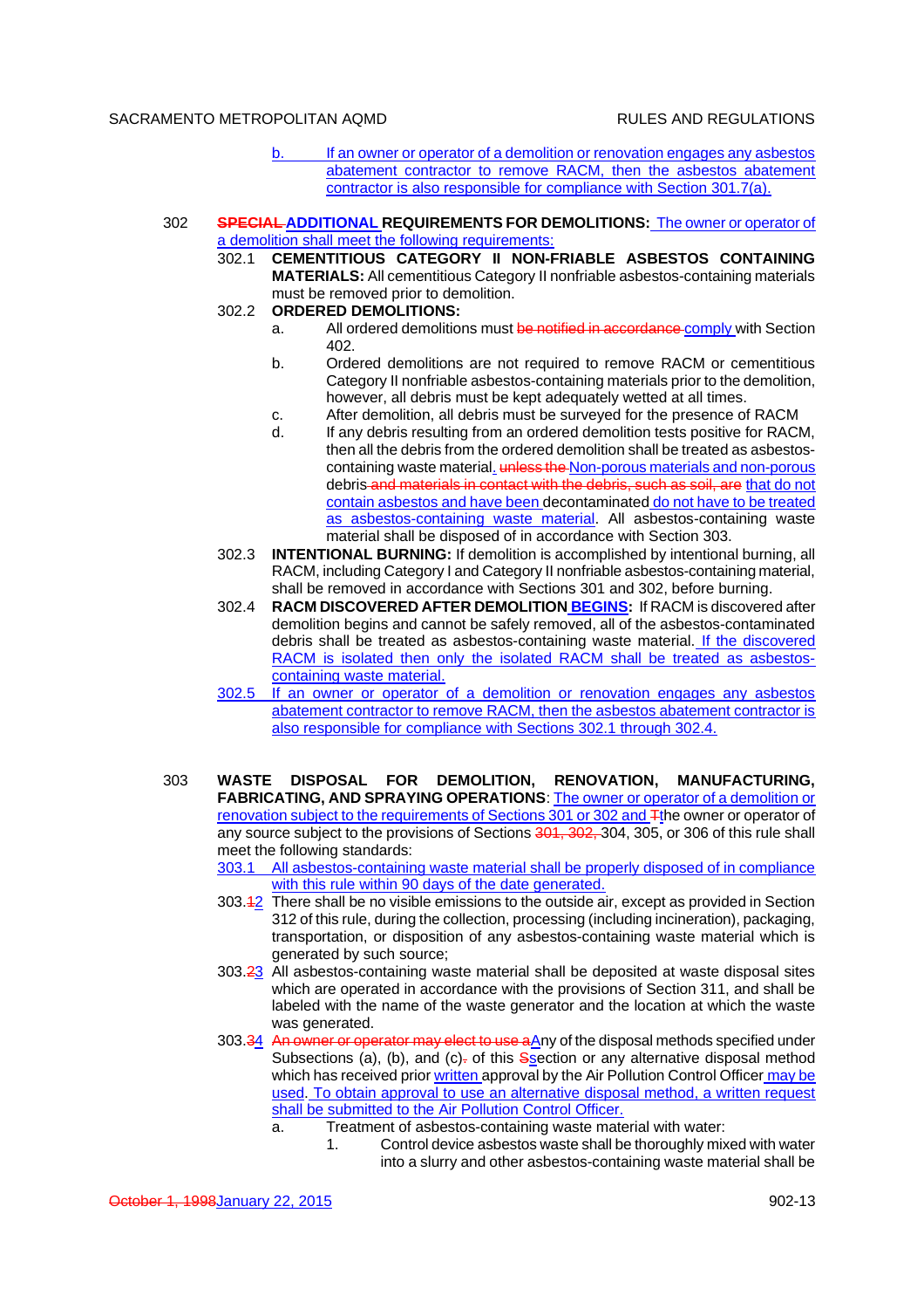b. If an owner or operator of a demolition or renovation engages any asbestos abatement contractor to remove RACM, then the asbestos abatement contractor is also responsible for compliance with Section 301.7(a).

302 **~~SPECIAL~~ ADDITIONAL REQUIREMENTS FOR DEMOLITIONS:** The owner or operator of a demolition shall meet the following requirements:

302.1 **CEMENTITIOUS CATEGORY II NON-FRIABLE ASBESTOS CONTAINING MATERIALS:** All cementitious Category II nonfriable asbestos-containing materials must be removed prior to demolition.

302.2 **ORDERED DEMOLITIONS:**

a. All ordered demolitions must ~~be notified in accordance~~ comply with Section 402.

b. Ordered demolitions are not required to remove RACM or cementitious Category II nonfriable asbestos-containing materials prior to the demolition, however, all debris must be kept adequately wetted at all times.

c. After demolition, all debris must be surveyed for the presence of RACM

d. If any debris resulting from an ordered demolition tests positive for RACM, then all the debris from the ordered demolition shall be treated as asbestos-containing waste material. ~~unless the~~ Non-porous materials and non-porous debris ~~and materials in contact with the debris, such as soil, are~~ that do not contain asbestos and have been decontaminated do not have to be treated as asbestos-containing waste material. All asbestos-containing waste material shall be disposed of in accordance with Section 303.

302.3 **INTENTIONAL BURNING:** If demolition is accomplished by intentional burning, all RACM, including Category I and Category II nonfriable asbestos-containing material, shall be removed in accordance with Sections 301 and 302, before burning.

302.4 **RACM DISCOVERED AFTER DEMOLITION BEGINS:** If RACM is discovered after demolition begins and cannot be safely removed, all of the asbestos-contaminated debris shall be treated as asbestos-containing waste material. If the discovered RACM is isolated then only the isolated RACM shall be treated as asbestos-containing waste material.

302.5 If an owner or operator of a demolition or renovation engages any asbestos abatement contractor to remove RACM, then the asbestos abatement contractor is also responsible for compliance with Sections 302.1 through 302.4.

303 **WASTE DISPOSAL FOR DEMOLITION, RENOVATION, MANUFACTURING, FABRICATING, AND SPRAYING OPERATIONS**: The owner or operator of a demolition or renovation subject to the requirements of Sections 301 or 302 and ~~T~~the owner or operator of any source subject to the provisions of Sections ~~301, 302,~~ 304, 305, or 306 of this rule shall meet the following standards:

303.1 All asbestos-containing waste material shall be properly disposed of in compliance with this rule within 90 days of the date generated.

303.~~1~~2 There shall be no visible emissions to the outside air, except as provided in Section 312 of this rule, during the collection, processing (including incineration), packaging, transportation, or disposition of any asbestos-containing waste material which is generated by such source;

303.~~2~~3 All asbestos-containing waste material shall be deposited at waste disposal sites which are operated in accordance with the provisions of Section 311, and shall be labeled with the name of the waste generator and the location at which the waste was generated.

303.~~3~~4 ~~An owner or operator may elect to use a~~Any of the disposal methods specified under Subsections (a), (b), and (c)~~.~~ of this ~~S~~section or any alternative disposal method which has received prior written approval by the Air Pollution Control Officer may be used. To obtain approval to use an alternative disposal method, a written request shall be submitted to the Air Pollution Control Officer.

a. Treatment of asbestos-containing waste material with water:

1. Control device asbestos waste shall be thoroughly mixed with water into a slurry and other asbestos-containing waste material shall be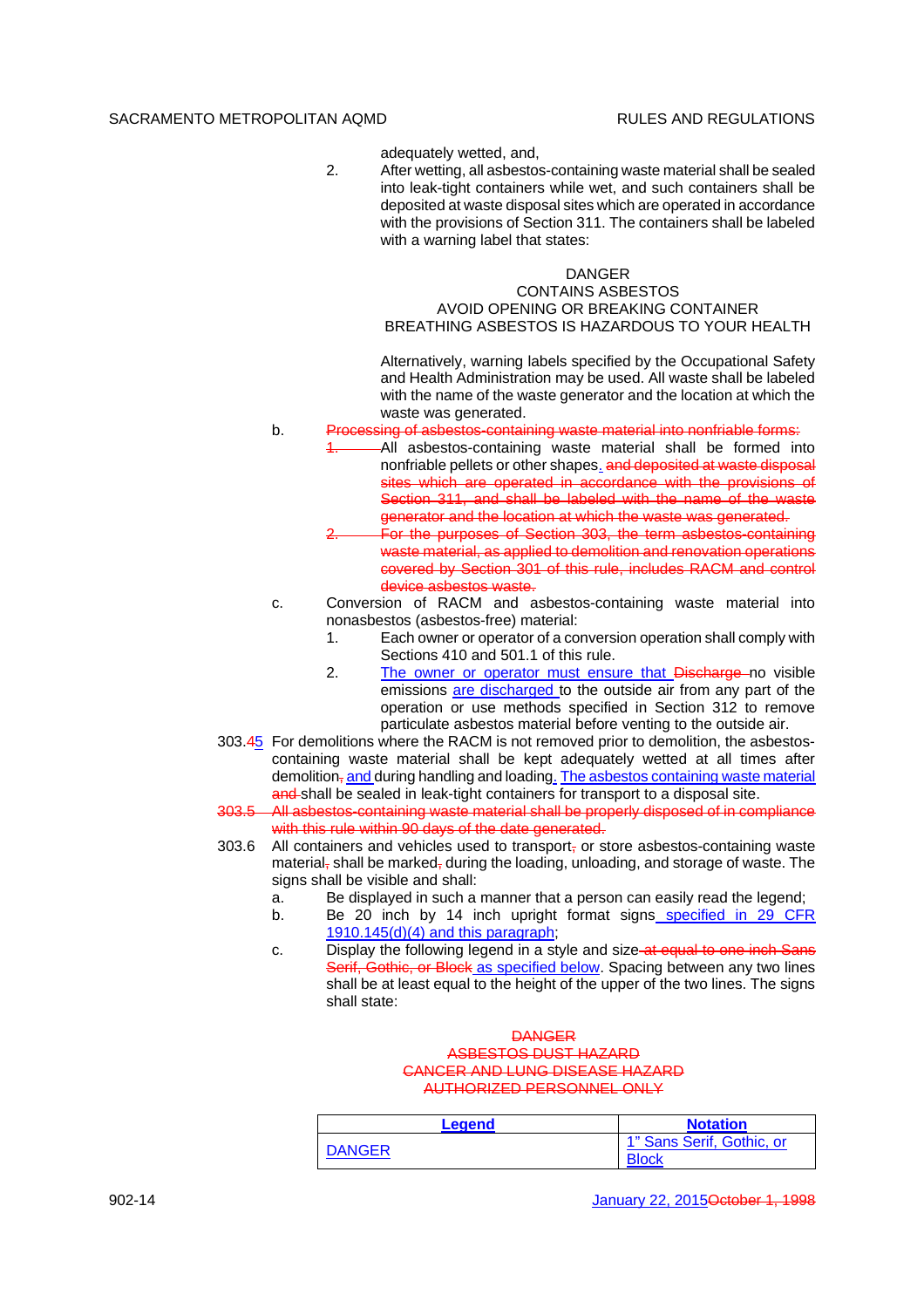adequately wetted, and,

2. After wetting, all asbestos-containing waste material shall be sealed into leak-tight containers while wet, and such containers shall be deposited at waste disposal sites which are operated in accordance with the provisions of Section 311. The containers shall be labeled with a warning label that states:

DANGER
CONTAINS ASBESTOS
AVOID OPENING OR BREAKING CONTAINER
BREATHING ASBESTOS IS HAZARDOUS TO YOUR HEALTH

Alternatively, warning labels specified by the Occupational Safety and Health Administration may be used. All waste shall be labeled with the name of the waste generator and the location at which the waste was generated.

b. ~~Processing of asbestos-containing waste material into nonfriable forms:~~
~~1.~~ All asbestos-containing waste material shall be formed into nonfriable pellets or other shapes. ~~and deposited at waste disposal sites which are operated in accordance with the provisions of Section 311, and shall be labeled with the name of the waste generator and the location at which the waste was generated.~~
~~2. For the purposes of Section 303, the term asbestos-containing waste material, as applied to demolition and renovation operations covered by Section 301 of this rule, includes RACM and control device asbestos waste.~~

c. Conversion of RACM and asbestos-containing waste material into nonasbestos (asbestos-free) material:
1. Each owner or operator of a conversion operation shall comply with Sections 410 and 501.1 of this rule.
2. The owner or operator must ensure that ~~Discharge~~ no visible emissions are discharged to the outside air from any part of the operation or use methods specified in Section 312 to remove particulate asbestos material before venting to the outside air.

303.~~4~~5 For demolitions where the RACM is not removed prior to demolition, the asbestos-containing waste material shall be kept adequately wetted at all times after demolition~~,~~ and during handling and loading. The asbestos containing waste material ~~and~~ shall be sealed in leak-tight containers for transport to a disposal site.

~~303.5 All asbestos-containing waste material shall be properly disposed of in compliance with this rule within 90 days of the date generated.~~

303.6 All containers and vehicles used to transport~~,~~ or store asbestos-containing waste material~~,~~ shall be marked~~,~~ during the loading, unloading, and storage of waste. The signs shall be visible and shall:

a. Be displayed in such a manner that a person can easily read the legend;
b. Be 20 inch by 14 inch upright format signs specified in 29 CFR 1910.145(d)(4) and this paragraph;
c. Display the following legend in a style and size ~~at equal to one inch Sans Serif, Gothic, or Block~~ as specified below. Spacing between any two lines shall be at least equal to the height of the upper of the two lines. The signs shall state:

~~DANGER~~
~~ASBESTOS DUST HAZARD~~
~~CANCER AND LUNG DISEASE HAZARD~~
~~AUTHORIZED PERSONNEL ONLY~~

| **Legend** | **Notation** |
|---|---|
| DANGER | 1" Sans Serif, Gothic, or Block |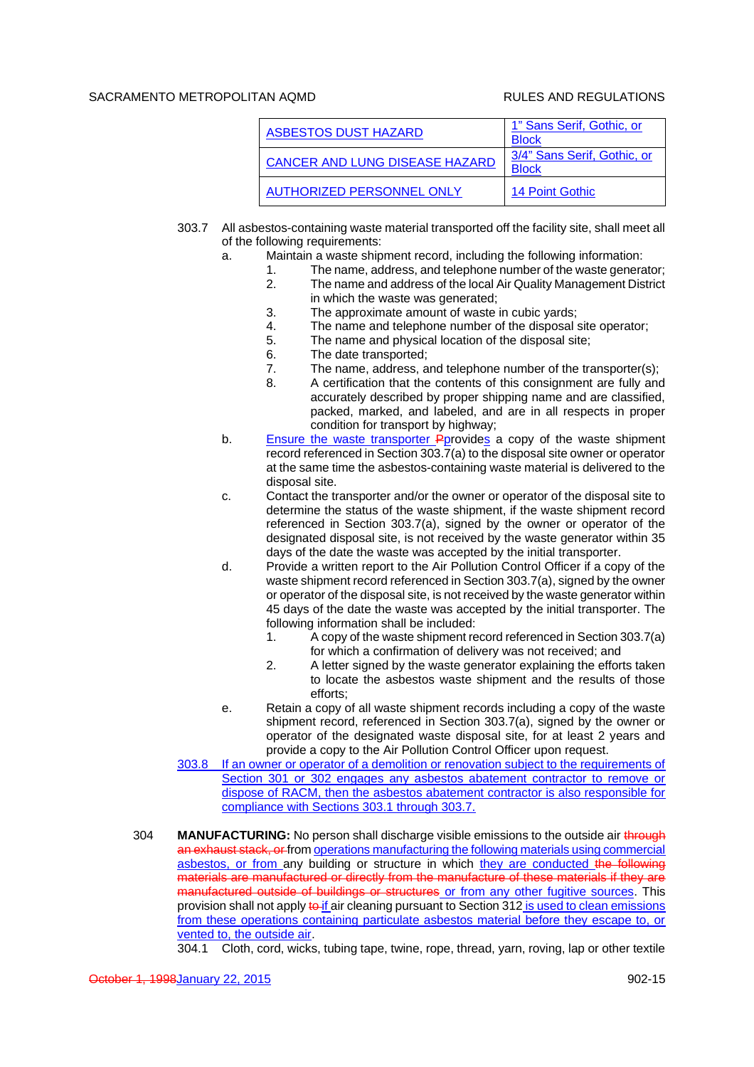| ASBESTOS DUST HAZARD | 1" Sans Serif, Gothic, or Block |
|---|---|
| CANCER AND LUNG DISEASE HAZARD | 3/4" Sans Serif, Gothic, or Block |
| AUTHORIZED PERSONNEL ONLY | 14 Point Gothic |

303.7 All asbestos-containing waste material transported off the facility site, shall meet all of the following requirements:

a. Maintain a waste shipment record, including the following information:
   1. The name, address, and telephone number of the waste generator;
   2. The name and address of the local Air Quality Management District in which the waste was generated;
   3. The approximate amount of waste in cubic yards;
   4. The name and telephone number of the disposal site operator;
   5. The name and physical location of the disposal site;
   6. The date transported;
   7. The name, address, and telephone number of the transporter(s);
   8. A certification that the contents of this consignment are fully and accurately described by proper shipping name and are classified, packed, marked, and labeled, and are in all respects in proper condition for transport by highway;

b. Ensure the waste transporter ~~P~~provides a copy of the waste shipment record referenced in Section 303.7(a) to the disposal site owner or operator at the same time the asbestos-containing waste material is delivered to the disposal site.

c. Contact the transporter and/or the owner or operator of the disposal site to determine the status of the waste shipment, if the waste shipment record referenced in Section 303.7(a), signed by the owner or operator of the designated disposal site, is not received by the waste generator within 35 days of the date the waste was accepted by the initial transporter.

d. Provide a written report to the Air Pollution Control Officer if a copy of the waste shipment record referenced in Section 303.7(a), signed by the owner or operator of the disposal site, is not received by the waste generator within 45 days of the date the waste was accepted by the initial transporter. The following information shall be included:
   1. A copy of the waste shipment record referenced in Section 303.7(a) for which a confirmation of delivery was not received; and
   2. A letter signed by the waste generator explaining the efforts taken to locate the asbestos waste shipment and the results of those efforts;

e. Retain a copy of all waste shipment records including a copy of the waste shipment record, referenced in Section 303.7(a), signed by the owner or operator of the designated waste disposal site, for at least 2 years and provide a copy to the Air Pollution Control Officer upon request.

303.8 If an owner or operator of a demolition or renovation subject to the requirements of Section 301 or 302 engages any asbestos abatement contractor to remove or dispose of RACM, then the asbestos abatement contractor is also responsible for compliance with Sections 303.1 through 303.7.

304 **MANUFACTURING:** No person shall discharge visible emissions to the outside air ~~through an exhaust stack, or~~ from operations manufacturing the following materials using commercial asbestos, or from any building or structure in which they are conducted ~~the following materials are manufactured or directly from the manufacture of these materials if they are manufactured outside of buildings or structures~~ or from any other fugitive sources. This provision shall not apply ~~to~~ if air cleaning pursuant to Section 312 is used to clean emissions from these operations containing particulate asbestos material before they escape to, or vented to, the outside air.

304.1 Cloth, cord, wicks, tubing tape, twine, rope, thread, yarn, roving, lap or other textile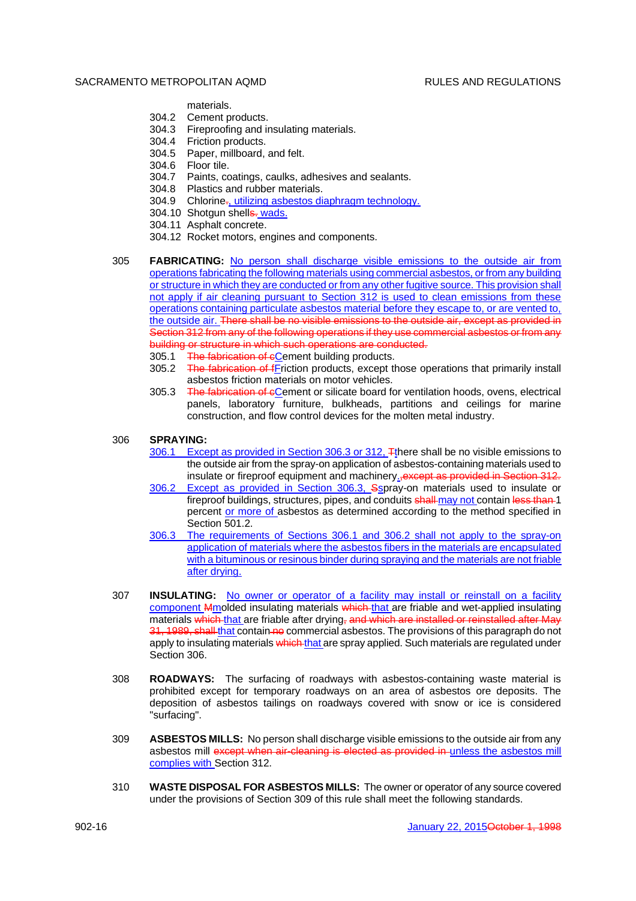materials.

304.2 Cement products.
304.3 Fireproofing and insulating materials.
304.4 Friction products.
304.5 Paper, millboard, and felt.
304.6 Floor tile.
304.7 Paints, coatings, caulks, adhesives and sealants.
304.8 Plastics and rubber materials.
304.9 Chlorine~~.~~, utilizing asbestos diaphragm technology.
304.10 Shotgun shell~~s.~~ wads.
304.11 Asphalt concrete.
304.12 Rocket motors, engines and components.

305 **FABRICATING:** No person shall discharge visible emissions to the outside air from operations fabricating the following materials using commercial asbestos, or from any building or structure in which they are conducted or from any other fugitive source. This provision shall not apply if air cleaning pursuant to Section 312 is used to clean emissions from these operations containing particulate asbestos material before they escape to, or are vented to, the outside air. ~~There shall be no visible emissions to the outside air, except as provided in Section 312 from any of the following operations if they use commercial asbestos or from any building or structure in which such operations are conducted.~~

305.1 ~~The fabrication of c~~Cement building products.
305.2 ~~The fabrication of f~~Friction products, except those operations that primarily install asbestos friction materials on motor vehicles.
305.3 ~~The fabrication of c~~Cement or silicate board for ventilation hoods, ovens, electrical panels, laboratory furniture, bulkheads, partitions and ceilings for marine construction, and flow control devices for the molten metal industry.

306 **SPRAYING:**

306.1 Except as provided in Section 306.3 or 312, ~~T~~there shall be no visible emissions to the outside air from the spray-on application of asbestos-containing materials used to insulate or fireproof equipment and machinery.~~, except as provided in Section 312.~~

306.2 Except as provided in Section 306.3, ~~S~~spray-on materials used to insulate or fireproof buildings, structures, pipes, and conduits ~~shall~~ may not contain ~~less than~~ 1 percent or more of asbestos as determined according to the method specified in Section 501.2.

306.3 The requirements of Sections 306.1 and 306.2 shall not apply to the spray-on application of materials where the asbestos fibers in the materials are encapsulated with a bituminous or resinous binder during spraying and the materials are not friable after drying.

307 **INSULATING:** No owner or operator of a facility may install or reinstall on a facility component ~~M~~molded insulating materials ~~which~~ that are friable and wet-applied insulating materials ~~which~~ that are friable after drying~~, and which are installed or reinstalled after May 31, 1989, shall~~ that contain ~~no~~ commercial asbestos. The provisions of this paragraph do not apply to insulating materials ~~which~~ that are spray applied. Such materials are regulated under Section 306.

308 **ROADWAYS:** The surfacing of roadways with asbestos-containing waste material is prohibited except for temporary roadways on an area of asbestos ore deposits. The deposition of asbestos tailings on roadways covered with snow or ice is considered "surfacing".

309 **ASBESTOS MILLS:** No person shall discharge visible emissions to the outside air from any asbestos mill ~~except when air-cleaning is elected as provided in~~ unless the asbestos mill complies with Section 312.

310 **WASTE DISPOSAL FOR ASBESTOS MILLS:** The owner or operator of any source covered under the provisions of Section 309 of this rule shall meet the following standards.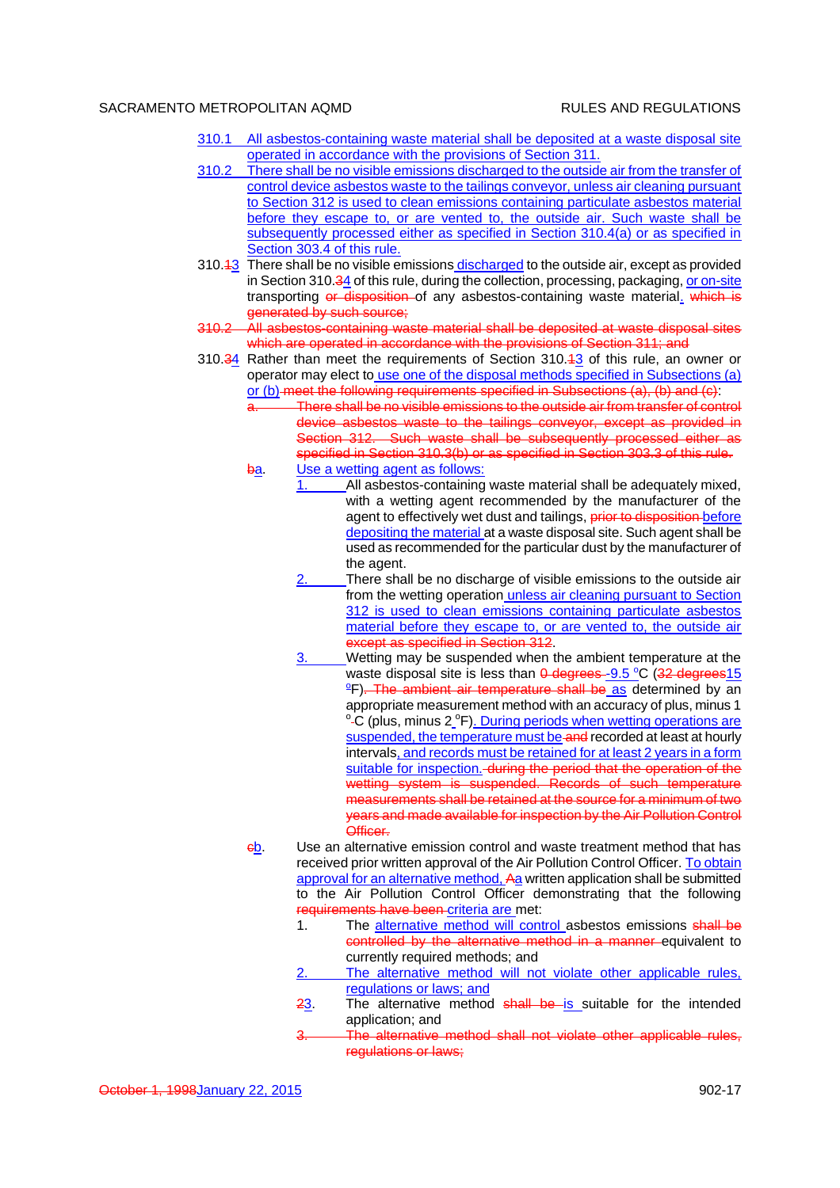310.1 All asbestos-containing waste material shall be deposited at a waste disposal site operated in accordance with the provisions of Section 311.

310.2 There shall be no visible emissions discharged to the outside air from the transfer of control device asbestos waste to the tailings conveyor, unless air cleaning pursuant to Section 312 is used to clean emissions containing particulate asbestos material before they escape to, or are vented to, the outside air. Such waste shall be subsequently processed either as specified in Section 310.4(a) or as specified in Section 303.4 of this rule.

310.~~1~~3 There shall be no visible emissions discharged to the outside air, except as provided in Section 310.~~3~~4 of this rule, during the collection, processing, packaging, or on-site transporting ~~or disposition~~ of any asbestos-containing waste material. ~~which is generated by such source;~~

~~310.2 All asbestos-containing waste material shall be deposited at waste disposal sites which are operated in accordance with the provisions of Section 311; and~~

310.~~3~~4 Rather than meet the requirements of Section 310.~~1~~3 of this rule, an owner or operator may elect to use one of the disposal methods specified in Subsections (a) or (b) ~~meet the following requirements specified in Subsections (a), (b) and (c)~~:

~~a. There shall be no visible emissions to the outside air from transfer of control device asbestos waste to the tailings conveyor, except as provided in Section 312. Such waste shall be subsequently processed either as specified in Section 310.3(b) or as specified in Section 303.3 of this rule.~~

~~b~~a. Use a wetting agent as follows:

1. All asbestos-containing waste material shall be adequately mixed, with a wetting agent recommended by the manufacturer of the agent to effectively wet dust and tailings, ~~prior to disposition~~ before depositing the material at a waste disposal site. Such agent shall be used as recommended for the particular dust by the manufacturer of the agent.

2. There shall be no discharge of visible emissions to the outside air from the wetting operation unless air cleaning pursuant to Section 312 is used to clean emissions containing particulate asbestos material before they escape to, or are vented to, the outside air ~~except as specified in Section 312~~.

3. Wetting may be suspended when the ambient temperature at the waste disposal site is less than ~~0 degrees~~ -9.5 °C (~~32 degrees~~15 °F)~~. The ambient air temperature shall be~~ as determined by an appropriate measurement method with an accuracy of plus, minus 1 °C (plus, minus 2 °F). During periods when wetting operations are suspended, the temperature must be ~~and~~ recorded at least at hourly intervals, and records must be retained for at least 2 years in a form suitable for inspection. ~~during the period that the operation of the wetting system is suspended. Records of such temperature measurements shall be retained at the source for a minimum of two years and made available for inspection by the Air Pollution Control Officer.~~

~~c~~b. Use an alternative emission control and waste treatment method that has received prior written approval of the Air Pollution Control Officer. To obtain approval for an alternative method, ~~A~~a written application shall be submitted to the Air Pollution Control Officer demonstrating that the following ~~requirements have been~~ criteria are met:

1. The alternative method will control asbestos emissions ~~shall be controlled by the alternative method in a manner~~ equivalent to currently required methods; and

2. The alternative method will not violate other applicable rules, regulations or laws; and

~~2~~3. The alternative method ~~shall be~~ is suitable for the intended application; and

~~3. The alternative method shall not violate other applicable rules, regulations or laws;~~

~~October 1, 1998~~January 22, 2015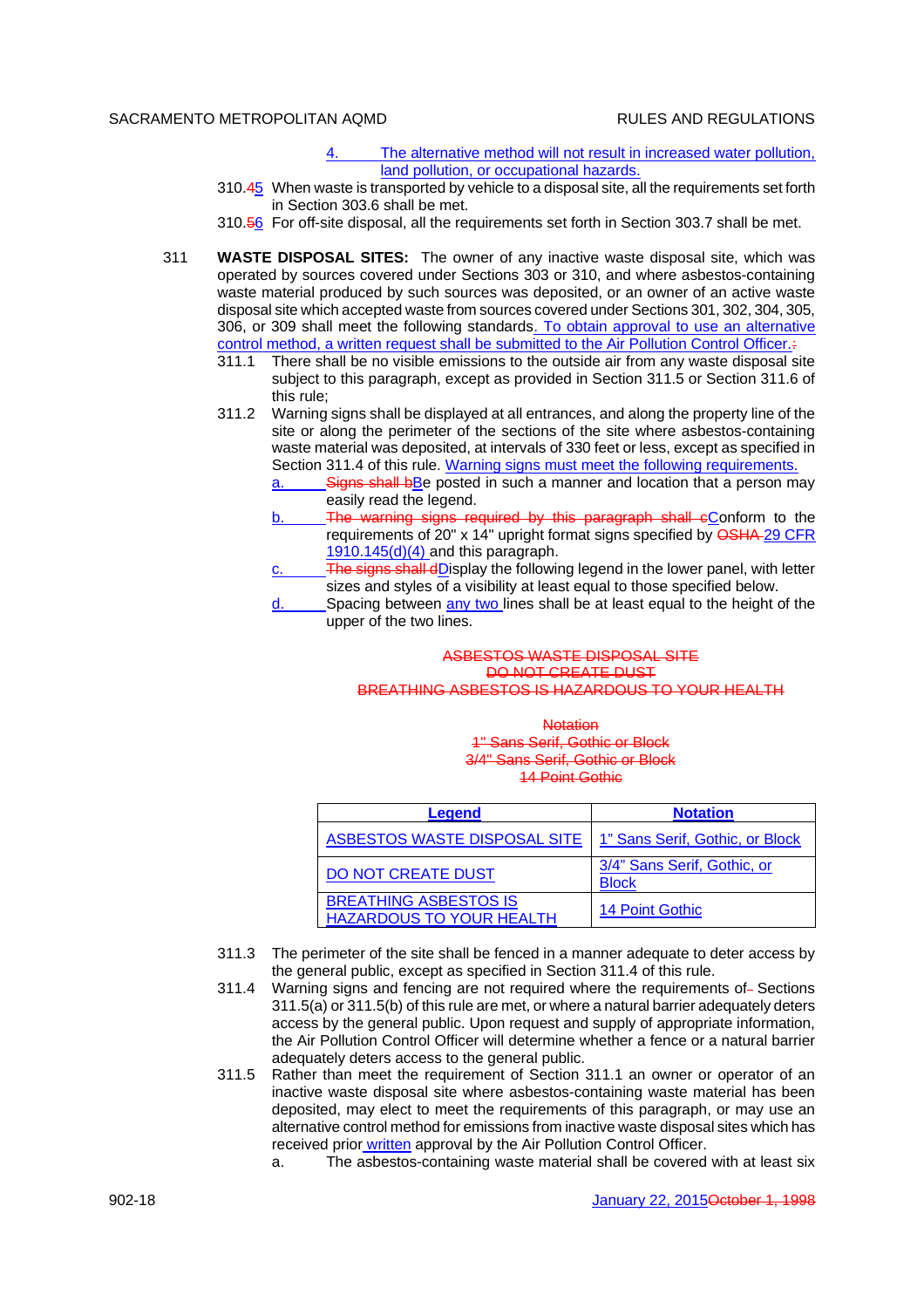4. The alternative method will not result in increased water pollution, land pollution, or occupational hazards.

310.45 When waste is transported by vehicle to a disposal site, all the requirements set forth in Section 303.6 shall be met.

310.56 For off-site disposal, all the requirements set forth in Section 303.7 shall be met.

311 **WASTE DISPOSAL SITES:** The owner of any inactive waste disposal site, which was operated by sources covered under Sections 303 or 310, and where asbestos-containing waste material produced by such sources was deposited, or an owner of an active waste disposal site which accepted waste from sources covered under Sections 301, 302, 304, 305, 306, or 309 shall meet the following standards. To obtain approval to use an alternative control method, a written request shall be submitted to the Air Pollution Control Officer.:

311.1 There shall be no visible emissions to the outside air from any waste disposal site subject to this paragraph, except as provided in Section 311.5 or Section 311.6 of this rule;

311.2 Warning signs shall be displayed at all entrances, and along the property line of the site or along the perimeter of the sections of the site where asbestos-containing waste material was deposited, at intervals of 330 feet or less, except as specified in Section 311.4 of this rule. Warning signs must meet the following requirements.

a. Signs shall bBe posted in such a manner and location that a person may easily read the legend.

b. The warning signs required by this paragraph shall cConform to the requirements of 20" x 14" upright format signs specified by OSHA 29 CFR 1910.145(d)(4) and this paragraph.

c. The signs shall dDisplay the following legend in the lower panel, with letter sizes and styles of a visibility at least equal to those specified below.

d. Spacing between any two lines shall be at least equal to the height of the upper of the two lines.

ASBESTOS WASTE DISPOSAL SITE
DO NOT CREATE DUST
BREATHING ASBESTOS IS HAZARDOUS TO YOUR HEALTH

Notation
1" Sans Serif, Gothic or Block
3/4" Sans Serif, Gothic or Block
14 Point Gothic

| **Legend** | **Notation** |
|---|---|
| ASBESTOS WASTE DISPOSAL SITE | 1" Sans Serif, Gothic, or Block |
| DO NOT CREATE DUST | 3/4" Sans Serif, Gothic, or Block |
| BREATHING ASBESTOS IS HAZARDOUS TO YOUR HEALTH | 14 Point Gothic |

311.3 The perimeter of the site shall be fenced in a manner adequate to deter access by the general public, except as specified in Section 311.4 of this rule.

311.4 Warning signs and fencing are not required where the requirements of Sections 311.5(a) or 311.5(b) of this rule are met, or where a natural barrier adequately deters access by the general public. Upon request and supply of appropriate information, the Air Pollution Control Officer will determine whether a fence or a natural barrier adequately deters access to the general public.

311.5 Rather than meet the requirement of Section 311.1 an owner or operator of an inactive waste disposal site where asbestos-containing waste material has been deposited, may elect to meet the requirements of this paragraph, or may use an alternative control method for emissions from inactive waste disposal sites which has received prior written approval by the Air Pollution Control Officer.

a. The asbestos-containing waste material shall be covered with at least six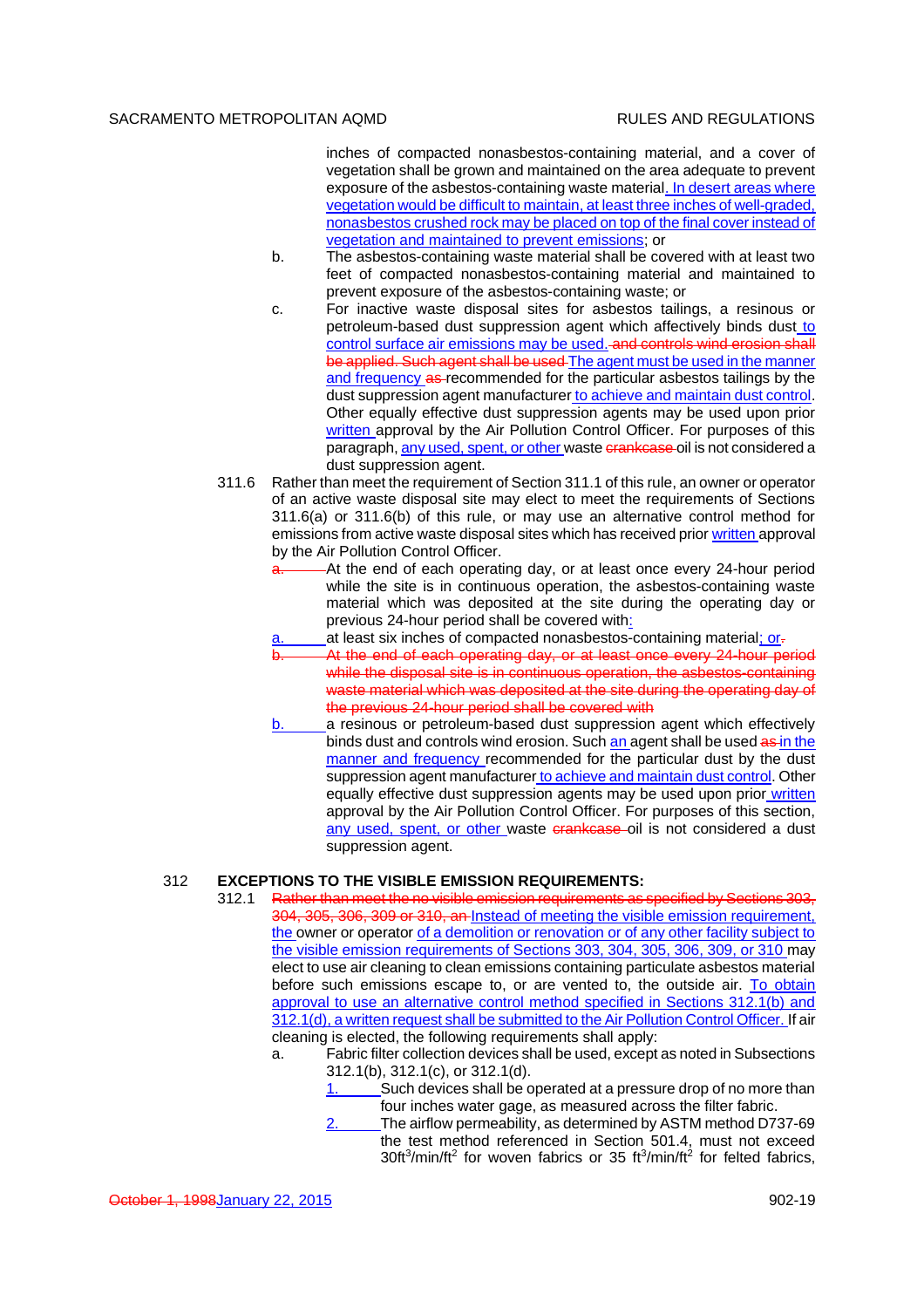inches of compacted nonasbestos-containing material, and a cover of vegetation shall be grown and maintained on the area adequate to prevent exposure of the asbestos-containing waste material. In desert areas where vegetation would be difficult to maintain, at least three inches of well-graded, nonasbestos crushed rock may be placed on top of the final cover instead of vegetation and maintained to prevent emissions; or

b. The asbestos-containing waste material shall be covered with at least two feet of compacted nonasbestos-containing material and maintained to prevent exposure of the asbestos-containing waste; or

c. For inactive waste disposal sites for asbestos tailings, a resinous or petroleum-based dust suppression agent which affectively binds dust to control surface air emissions may be used. ~~and controls wind erosion shall be applied. Such agent shall be used~~ The agent must be used in the manner and frequency ~~as~~ recommended for the particular asbestos tailings by the dust suppression agent manufacturer to achieve and maintain dust control. Other equally effective dust suppression agents may be used upon prior written approval by the Air Pollution Control Officer. For purposes of this paragraph, any used, spent, or other waste ~~crankcase~~ oil is not considered a dust suppression agent.

311.6 Rather than meet the requirement of Section 311.1 of this rule, an owner or operator of an active waste disposal site may elect to meet the requirements of Sections 311.6(a) or 311.6(b) of this rule, or may use an alternative control method for emissions from active waste disposal sites which has received prior written approval by the Air Pollution Control Officer.

~~a.~~ At the end of each operating day, or at least once every 24-hour period while the site is in continuous operation, the asbestos-containing waste material which was deposited at the site during the operating day or previous 24-hour period shall be covered with:

a. at least six inches of compacted nonasbestos-containing material; or~~.~~

~~b. At the end of each operating day, or at least once every 24-hour period while the disposal site is in continuous operation, the asbestos-containing waste material which was deposited at the site during the operating day of the previous 24-hour period shall be covered with~~

b. a resinous or petroleum-based dust suppression agent which effectively binds dust and controls wind erosion. Such an agent shall be used ~~as~~ in the manner and frequency recommended for the particular dust by the dust suppression agent manufacturer to achieve and maintain dust control. Other equally effective dust suppression agents may be used upon prior written approval by the Air Pollution Control Officer. For purposes of this section, any used, spent, or other waste ~~crankcase~~ oil is not considered a dust suppression agent.

## 312 EXCEPTIONS TO THE VISIBLE EMISSION REQUIREMENTS:

312.1 ~~Rather than meet the no visible emission requirements as specified by Sections 303, 304, 305, 306, 309 or 310, an~~ Instead of meeting the visible emission requirement, the owner or operator of a demolition or renovation or of any other facility subject to the visible emission requirements of Sections 303, 304, 305, 306, 309, or 310 may elect to use air cleaning to clean emissions containing particulate asbestos material before such emissions escape to, or are vented to, the outside air. To obtain approval to use an alternative control method specified in Sections 312.1(b) and 312.1(d), a written request shall be submitted to the Air Pollution Control Officer. If air cleaning is elected, the following requirements shall apply:

a. Fabric filter collection devices shall be used, except as noted in Subsections 312.1(b), 312.1(c), or 312.1(d).

1. Such devices shall be operated at a pressure drop of no more than four inches water gage, as measured across the filter fabric.

2. The airflow permeability, as determined by ASTM method D737-69 the test method referenced in Section 501.4, must not exceed $30 ft^3/min/ft^2$ for woven fabrics or $35 ft^3/min/ft^2$ for felted fabrics,

~~October 1, 1998~~January 22, 2015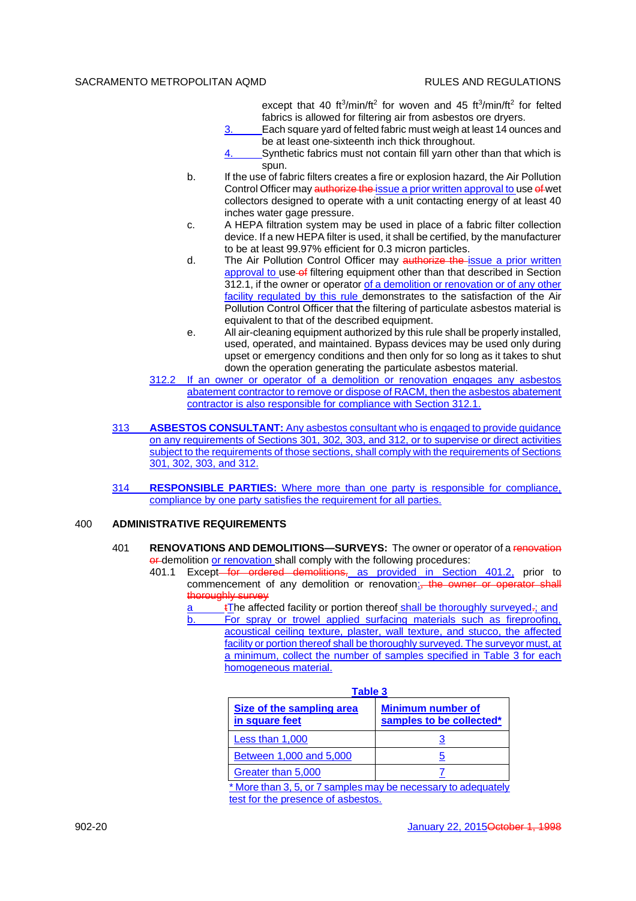except that 40 $ft^3/min/ft^2$ for woven and 45 $ft^3/min/ft^2$ for felted fabrics is allowed for filtering air from asbestos ore dryers.

3. Each square yard of felted fabric must weigh at least 14 ounces and be at least one-sixteenth inch thick throughout.

4. Synthetic fabrics must not contain fill yarn other than that which is spun.

b. If the use of fabric filters creates a fire or explosion hazard, the Air Pollution Control Officer may ~~authorize the~~ issue a prior written approval to use ~~of~~ wet collectors designed to operate with a unit contacting energy of at least 40 inches water gage pressure.

c. A HEPA filtration system may be used in place of a fabric filter collection device. If a new HEPA filter is used, it shall be certified, by the manufacturer to be at least 99.97% efficient for 0.3 micron particles.

d. The Air Pollution Control Officer may ~~authorize the~~ issue a prior written approval to use ~~of~~ filtering equipment other than that described in Section 312.1, if the owner or operator of a demolition or renovation or of any other facility regulated by this rule demonstrates to the satisfaction of the Air Pollution Control Officer that the filtering of particulate asbestos material is equivalent to that of the described equipment.

e. All air-cleaning equipment authorized by this rule shall be properly installed, used, operated, and maintained. Bypass devices may be used only during upset or emergency conditions and then only for so long as it takes to shut down the operation generating the particulate asbestos material.

312.2 If an owner or operator of a demolition or renovation engages any asbestos abatement contractor to remove or dispose of RACM, then the asbestos abatement contractor is also responsible for compliance with Section 312.1.

313 **ASBESTOS CONSULTANT:** Any asbestos consultant who is engaged to provide guidance on any requirements of Sections 301, 302, 303, and 312, or to supervise or direct activities subject to the requirements of those sections, shall comply with the requirements of Sections 301, 302, 303, and 312.

314 **RESPONSIBLE PARTIES:** Where more than one party is responsible for compliance, compliance by one party satisfies the requirement for all parties.

## 400 ADMINISTRATIVE REQUIREMENTS

401 **RENOVATIONS AND DEMOLITIONS—SURVEYS:** The owner or operator of a ~~renovation or~~ demolition or renovation shall comply with the following procedures:

401.1 Except ~~for ordered demolitions,~~ as provided in Section 401.2, prior to commencement of any demolition or renovation:~~, the owner or operator shall thoroughly survey~~

a ~~t~~The affected facility or portion thereof shall be thoroughly surveyed~~.~~; and

b. For spray or trowel applied surfacing materials such as fireproofing, acoustical ceiling texture, plaster, wall texture, and stucco, the affected facility or portion thereof shall be thoroughly surveyed. The surveyor must, at a minimum, collect the number of samples specified in Table 3 for each homogeneous material.

**Table 3**

| Size of the sampling area in square feet | Minimum number of samples to be collected* |
|---|---|
| Less than 1,000 | 3 |
| Between 1,000 and 5,000 | 5 |
| Greater than 5,000 | 7 |

\* More than 3, 5, or 7 samples may be necessary to adequately test for the presence of asbestos.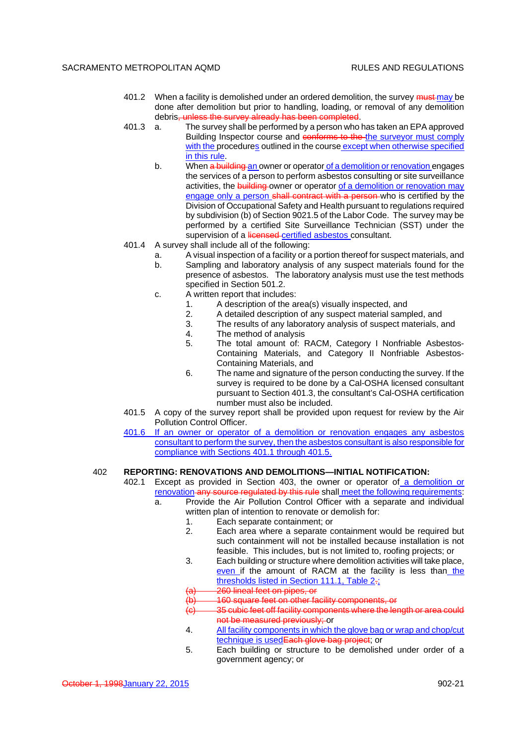401.2 When a facility is demolished under an ordered demolition, the survey ~~must~~ may be done after demolition but prior to handling, loading, or removal of any demolition debris~~, unless the survey already has been completed~~.

401.3 a. The survey shall be performed by a person who has taken an EPA approved Building Inspector course and ~~conforms to the~~ the surveyor must comply with the procedures outlined in the course except when otherwise specified in this rule.

b. When ~~a building~~ an owner or operator of a demolition or renovation engages the services of a person to perform asbestos consulting or site surveillance activities, the ~~building~~ owner or operator of a demolition or renovation may engage only a person ~~shall contract with a person~~ who is certified by the Division of Occupational Safety and Health pursuant to regulations required by subdivision (b) of Section 9021.5 of the Labor Code. The survey may be performed by a certified Site Surveillance Technician (SST) under the supervision of a ~~licensed~~ certified asbestos consultant.

401.4 A survey shall include all of the following:

a. A visual inspection of a facility or a portion thereof for suspect materials, and

b. Sampling and laboratory analysis of any suspect materials found for the presence of asbestos. The laboratory analysis must use the test methods specified in Section 501.2.

c. A written report that includes:

1. A description of the area(s) visually inspected, and
2. A detailed description of any suspect material sampled, and
3. The results of any laboratory analysis of suspect materials, and
4. The method of analysis
5. The total amount of: RACM, Category I Nonfriable Asbestos-Containing Materials, and Category II Nonfriable Asbestos-Containing Materials, and
6. The name and signature of the person conducting the survey. If the survey is required to be done by a Cal-OSHA licensed consultant pursuant to Section 401.3, the consultant's Cal-OSHA certification number must also be included.

401.5 A copy of the survey report shall be provided upon request for review by the Air Pollution Control Officer.

401.6 If an owner or operator of a demolition or renovation engages any asbestos consultant to perform the survey, then the asbestos consultant is also responsible for compliance with Sections 401.1 through 401.5.

**402 REPORTING: RENOVATIONS AND DEMOLITIONS—INITIAL NOTIFICATION:**

402.1 Except as provided in Section 403, the owner or operator of a demolition or renovation ~~any source regulated by this rule~~ shall meet the following requirements:

a. Provide the Air Pollution Control Officer with a separate and individual written plan of intention to renovate or demolish for:

1. Each separate containment; or
2. Each area where a separate containment would be required but such containment will not be installed because installation is not feasible. This includes, but is not limited to, roofing projects; or
3. Each building or structure where demolition activities will take place, even if the amount of RACM at the facility is less than the thresholds listed in Section 111.1, Table 2~~.~~;

~~(a) 260 lineal feet on pipes, or~~

~~(b) 160 square feet on other facility components, or~~

~~(c) 35 cubic feet off facility components where the length or area could not be measured previously;~~ or

4. All facility components in which the glove bag or wrap and chop/cut technique is used ~~Each glove bag project~~; or
5. Each building or structure to be demolished under order of a government agency; or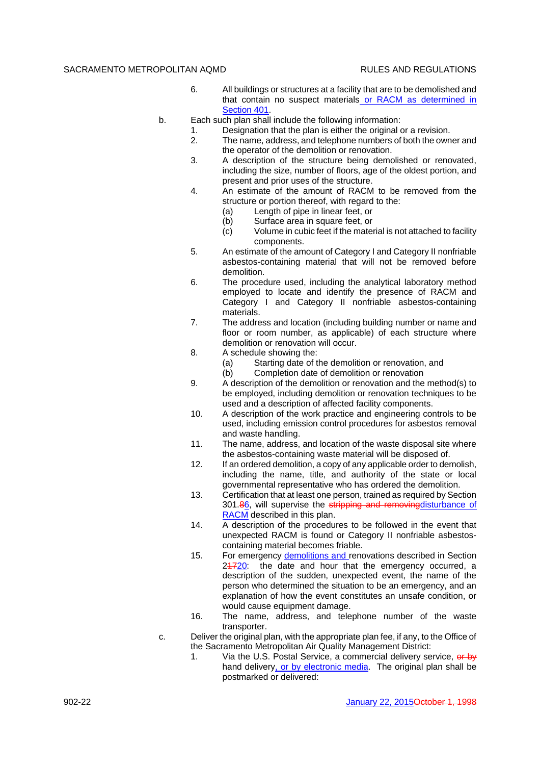6. All buildings or structures at a facility that are to be demolished and that contain no suspect materials or RACM as determined in Section 401.

b. Each such plan shall include the following information:

   1. Designation that the plan is either the original or a revision.
   2. The name, address, and telephone numbers of both the owner and the operator of the demolition or renovation.
   3. A description of the structure being demolished or renovated, including the size, number of floors, age of the oldest portion, and present and prior uses of the structure.
   4. An estimate of the amount of RACM to be removed from the structure or portion thereof, with regard to the:
      (a) Length of pipe in linear feet, or
      (b) Surface area in square feet, or
      (c) Volume in cubic feet if the material is not attached to facility components.
   5. An estimate of the amount of Category I and Category II nonfriable asbestos-containing material that will not be removed before demolition.
   6. The procedure used, including the analytical laboratory method employed to locate and identify the presence of RACM and Category I and Category II nonfriable asbestos-containing materials.
   7. The address and location (including building number or name and floor or room number, as applicable) of each structure where demolition or renovation will occur.
   8. A schedule showing the:
      (a) Starting date of the demolition or renovation, and
      (b) Completion date of demolition or renovation
   9. A description of the demolition or renovation and the method(s) to be employed, including demolition or renovation techniques to be used and a description of affected facility components.
   10. A description of the work practice and engineering controls to be used, including emission control procedures for asbestos removal and waste handling.
   11. The name, address, and location of the waste disposal site where the asbestos-containing waste material will be disposed of.
   12. If an ordered demolition, a copy of any applicable order to demolish, including the name, title, and authority of the state or local governmental representative who has ordered the demolition.
   13. Certification that at least one person, trained as required by Section 301.~~8~~6, will supervise the ~~stripping and removing~~disturbance of RACM described in this plan.
   14. A description of the procedures to be followed in the event that unexpected RACM is found or Category II nonfriable asbestos-containing material becomes friable.
   15. For emergency demolitions and renovations described in Section 2~~17~~20: the date and hour that the emergency occurred, a description of the sudden, unexpected event, the name of the person who determined the situation to be an emergency, and an explanation of how the event constitutes an unsafe condition, or would cause equipment damage.
   16. The name, address, and telephone number of the waste transporter.

c. Deliver the original plan, with the appropriate plan fee, if any, to the Office of the Sacramento Metropolitan Air Quality Management District:

   1. Via the U.S. Postal Service, a commercial delivery service, ~~or by~~ hand delivery, or by electronic media. The original plan shall be postmarked or delivered: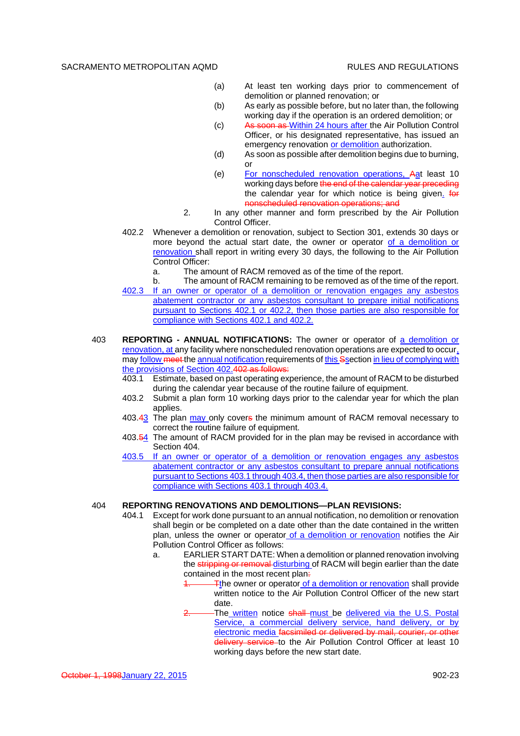(a) At least ten working days prior to commencement of demolition or planned renovation; or

(b) As early as possible before, but no later than, the following working day if the operation is an ordered demolition; or

(c) ~~As soon as~~ Within 24 hours after the Air Pollution Control Officer, or his designated representative, has issued an emergency renovation or demolition authorization.

(d) As soon as possible after demolition begins due to burning, or

(e) For nonscheduled renovation operations, ~~A~~at least 10 working days before ~~the end of the calendar year preceding~~ the calendar year for which notice is being given. ~~for nonscheduled renovation operations; and~~

2. In any other manner and form prescribed by the Air Pollution Control Officer.

402.2 Whenever a demolition or renovation, subject to Section 301, extends 30 days or more beyond the actual start date, the owner or operator of a demolition or renovation shall report in writing every 30 days, the following to the Air Pollution Control Officer:

a. The amount of RACM removed as of the time of the report.

b. The amount of RACM remaining to be removed as of the time of the report.

402.3 If an owner or operator of a demolition or renovation engages any asbestos abatement contractor or any asbestos consultant to prepare initial notifications pursuant to Sections 402.1 or 402.2, then those parties are also responsible for compliance with Sections 402.1 and 402.2.

403 **REPORTING - ANNUAL NOTIFICATIONS:** The owner or operator of a demolition or renovation, at any facility where nonscheduled renovation operations are expected to occur, may follow ~~meet~~ the annual notification requirements of this ~~S~~section in lieu of complying with the provisions of Section 402. ~~402 as follows:~~

403.1 Estimate, based on past operating experience, the amount of RACM to be disturbed during the calendar year because of the routine failure of equipment.

403.2 Submit a plan form 10 working days prior to the calendar year for which the plan applies.

403.~~4~~3 The plan may only cover~~s~~ the minimum amount of RACM removal necessary to correct the routine failure of equipment.

403.~~5~~4 The amount of RACM provided for in the plan may be revised in accordance with Section 404.

403.5 If an owner or operator of a demolition or renovation engages any asbestos abatement contractor or any asbestos consultant to prepare annual notifications pursuant to Sections 403.1 through 403.4, then those parties are also responsible for compliance with Sections 403.1 through 403.4.

404 **REPORTING RENOVATIONS AND DEMOLITIONS—PLAN REVISIONS:**

404.1 Except for work done pursuant to an annual notification, no demolition or renovation shall begin or be completed on a date other than the date contained in the written plan, unless the owner or operator of a demolition or renovation notifies the Air Pollution Control Officer as follows:

a. EARLIER START DATE: When a demolition or planned renovation involving the ~~stripping or removal~~ disturbing of RACM will begin earlier than the date contained in the most recent plan~~:~~

~~1.~~ ~~T~~the owner or operator of a demolition or renovation shall provide written notice to the Air Pollution Control Officer of the new start date.

~~2.~~ The written notice ~~shall~~ must be delivered via the U.S. Postal Service, a commercial delivery service, hand delivery, or by electronic media ~~facsimiled or delivered by mail, courier, or other delivery service~~ to the Air Pollution Control Officer at least 10 working days before the new start date.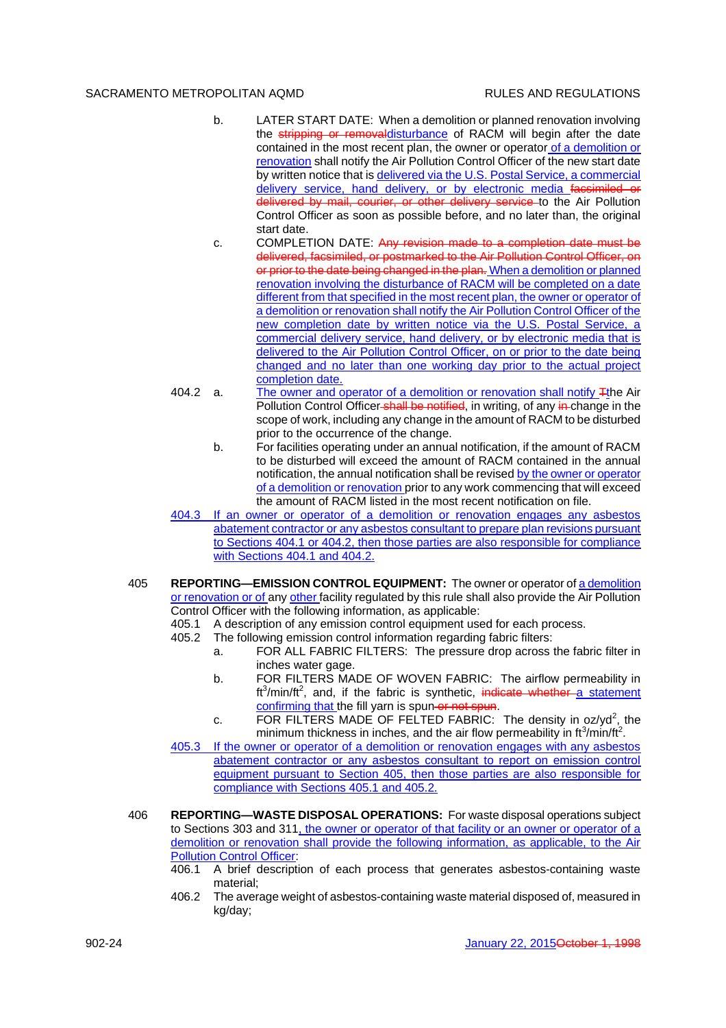b. LATER START DATE: When a demolition or planned renovation involving the ~~stripping or removal~~disturbance of RACM will begin after the date contained in the most recent plan, the owner or operator of a demolition or renovation shall notify the Air Pollution Control Officer of the new start date by written notice that is delivered via the U.S. Postal Service, a commercial delivery service, hand delivery, or by electronic media ~~facsimiled or delivered by mail, courier, or other delivery service~~ to the Air Pollution Control Officer as soon as possible before, and no later than, the original start date.

c. COMPLETION DATE: ~~Any revision made to a completion date must be delivered, facsimiled, or postmarked to the Air Pollution Control Officer, on or prior to the date being changed in the plan.~~ When a demolition or planned renovation involving the disturbance of RACM will be completed on a date different from that specified in the most recent plan, the owner or operator of a demolition or renovation shall notify the Air Pollution Control Officer of the new completion date by written notice via the U.S. Postal Service, a commercial delivery service, hand delivery, or by electronic media that is delivered to the Air Pollution Control Officer, on or prior to the date being changed and no later than one working day prior to the actual project completion date.

404.2 a. The owner and operator of a demolition or renovation shall notify ~~T~~the Air Pollution Control Officer ~~shall be notified~~, in writing, of any ~~in~~ change in the scope of work, including any change in the amount of RACM to be disturbed prior to the occurrence of the change.

b. For facilities operating under an annual notification, if the amount of RACM to be disturbed will exceed the amount of RACM contained in the annual notification, the annual notification shall be revised by the owner or operator of a demolition or renovation prior to any work commencing that will exceed the amount of RACM listed in the most recent notification on file.

404.3 If an owner or operator of a demolition or renovation engages any asbestos abatement contractor or any asbestos consultant to prepare plan revisions pursuant to Sections 404.1 or 404.2, then those parties are also responsible for compliance with Sections 404.1 and 404.2.

405 **REPORTING—EMISSION CONTROL EQUIPMENT:** The owner or operator of a demolition or renovation or of any other facility regulated by this rule shall also provide the Air Pollution Control Officer with the following information, as applicable:

405.1 A description of any emission control equipment used for each process.

405.2 The following emission control information regarding fabric filters:

a. FOR ALL FABRIC FILTERS: The pressure drop across the fabric filter in inches water gage.

b. FOR FILTERS MADE OF WOVEN FABRIC: The airflow permeability in $ft^3/min/ft^2$, and, if the fabric is synthetic, ~~indicate whether~~ a statement confirming that the fill yarn is spun ~~or not spun~~.

c. FOR FILTERS MADE OF FELTED FABRIC: The density in $oz/yd^2$, the minimum thickness in inches, and the air flow permeability in $ft^3/min/ft^2$.

405.3 If the owner or operator of a demolition or renovation engages with any asbestos abatement contractor or any asbestos consultant to report on emission control equipment pursuant to Section 405, then those parties are also responsible for compliance with Sections 405.1 and 405.2.

406 **REPORTING—WASTE DISPOSAL OPERATIONS:** For waste disposal operations subject to Sections 303 and 311, the owner or operator of that facility or an owner or operator of a demolition or renovation shall provide the following information, as applicable, to the Air Pollution Control Officer:

406.1 A brief description of each process that generates asbestos-containing waste material;

406.2 The average weight of asbestos-containing waste material disposed of, measured in kg/day;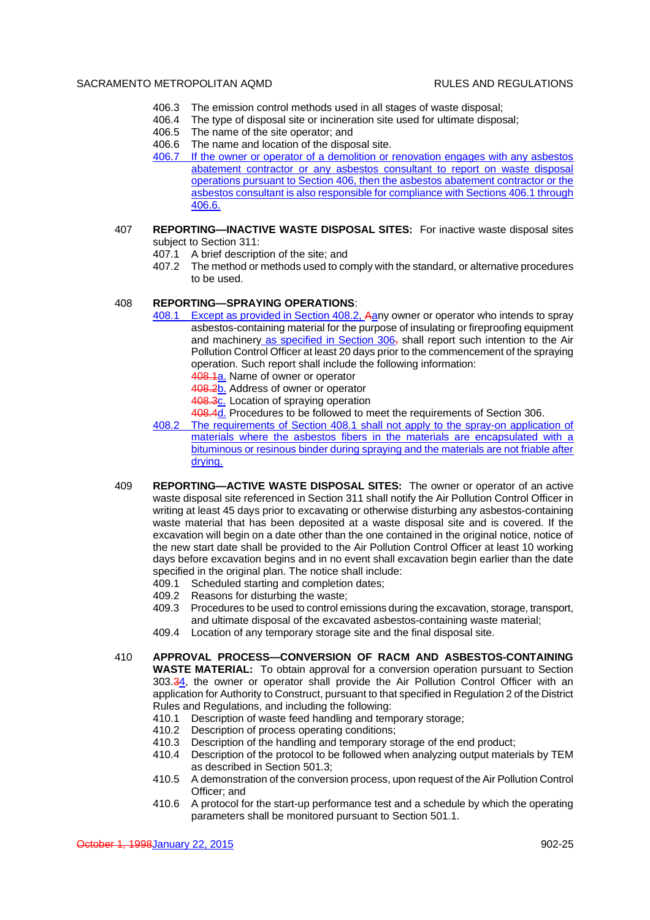406.3 The emission control methods used in all stages of waste disposal;

406.4 The type of disposal site or incineration site used for ultimate disposal;

406.5 The name of the site operator; and

406.6 The name and location of the disposal site.

406.7 If the owner or operator of a demolition or renovation engages with any asbestos abatement contractor or any asbestos consultant to report on waste disposal operations pursuant to Section 406, then the asbestos abatement contractor or the asbestos consultant is also responsible for compliance with Sections 406.1 through 406.6.

407 **REPORTING—INACTIVE WASTE DISPOSAL SITES:** For inactive waste disposal sites subject to Section 311:

407.1 A brief description of the site; and

407.2 The method or methods used to comply with the standard, or alternative procedures to be used.

408 **REPORTING—SPRAYING OPERATIONS**:

408.1 Except as provided in Section 408.2, Aany owner or operator who intends to spray asbestos-containing material for the purpose of insulating or fireproofing equipment and machinery as specified in Section 306, shall report such intention to the Air Pollution Control Officer at least 20 days prior to the commencement of the spraying operation. Such report shall include the following information:

408.1a. Name of owner or operator

408.2b. Address of owner or operator

408.3c. Location of spraying operation

408.4d. Procedures to be followed to meet the requirements of Section 306.

408.2 The requirements of Section 408.1 shall not apply to the spray-on application of materials where the asbestos fibers in the materials are encapsulated with a bituminous or resinous binder during spraying and the materials are not friable after drying.

409 **REPORTING—ACTIVE WASTE DISPOSAL SITES:** The owner or operator of an active waste disposal site referenced in Section 311 shall notify the Air Pollution Control Officer in writing at least 45 days prior to excavating or otherwise disturbing any asbestos-containing waste material that has been deposited at a waste disposal site and is covered. If the excavation will begin on a date other than the one contained in the original notice, notice of the new start date shall be provided to the Air Pollution Control Officer at least 10 working days before excavation begins and in no event shall excavation begin earlier than the date specified in the original plan. The notice shall include:

409.1 Scheduled starting and completion dates;

409.2 Reasons for disturbing the waste;

409.3 Procedures to be used to control emissions during the excavation, storage, transport, and ultimate disposal of the excavated asbestos-containing waste material;

409.4 Location of any temporary storage site and the final disposal site.

410 **APPROVAL PROCESS—CONVERSION OF RACM AND ASBESTOS-CONTAINING WASTE MATERIAL:** To obtain approval for a conversion operation pursuant to Section 303.34, the owner or operator shall provide the Air Pollution Control Officer with an application for Authority to Construct, pursuant to that specified in Regulation 2 of the District Rules and Regulations, and including the following:

410.1 Description of waste feed handling and temporary storage;

410.2 Description of process operating conditions;

410.3 Description of the handling and temporary storage of the end product;

410.4 Description of the protocol to be followed when analyzing output materials by TEM as described in Section 501.3;

410.5 A demonstration of the conversion process, upon request of the Air Pollution Control Officer; and

410.6 A protocol for the start-up performance test and a schedule by which the operating parameters shall be monitored pursuant to Section 501.1.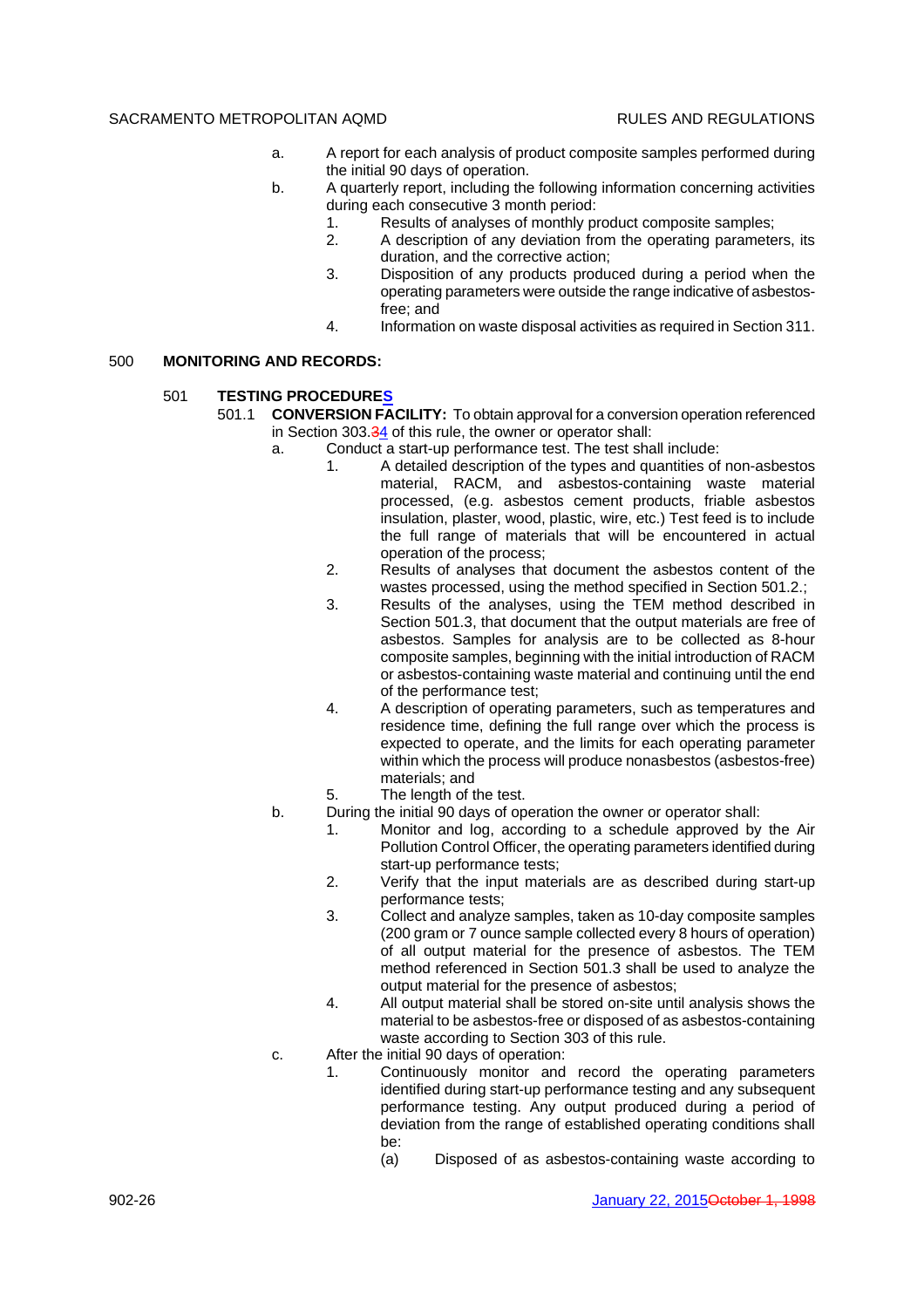a. A report for each analysis of product composite samples performed during the initial 90 days of operation.

b. A quarterly report, including the following information concerning activities during each consecutive 3 month period:

   1. Results of analyses of monthly product composite samples;
   2. A description of any deviation from the operating parameters, its duration, and the corrective action;
   3. Disposition of any products produced during a period when the operating parameters were outside the range indicative of asbestos-free; and
   4. Information on waste disposal activities as required in Section 311.

## 500 MONITORING AND RECORDS:

### 501 TESTING PROCEDURES

501.1 **CONVERSION FACILITY:** To obtain approval for a conversion operation referenced in Section 303.~~3~~4 of this rule, the owner or operator shall:

a. Conduct a start-up performance test. The test shall include:

   1. A detailed description of the types and quantities of non-asbestos material, RACM, and asbestos-containing waste material processed, (e.g. asbestos cement products, friable asbestos insulation, plaster, wood, plastic, wire, etc.) Test feed is to include the full range of materials that will be encountered in actual operation of the process;
   2. Results of analyses that document the asbestos content of the wastes processed, using the method specified in Section 501.2.;
   3. Results of the analyses, using the TEM method described in Section 501.3, that document that the output materials are free of asbestos. Samples for analysis are to be collected as 8-hour composite samples, beginning with the initial introduction of RACM or asbestos-containing waste material and continuing until the end of the performance test;
   4. A description of operating parameters, such as temperatures and residence time, defining the full range over which the process is expected to operate, and the limits for each operating parameter within which the process will produce nonasbestos (asbestos-free) materials; and
   5. The length of the test.

b. During the initial 90 days of operation the owner or operator shall:

   1. Monitor and log, according to a schedule approved by the Air Pollution Control Officer, the operating parameters identified during start-up performance tests;
   2. Verify that the input materials are as described during start-up performance tests;
   3. Collect and analyze samples, taken as 10-day composite samples (200 gram or 7 ounce sample collected every 8 hours of operation) of all output material for the presence of asbestos. The TEM method referenced in Section 501.3 shall be used to analyze the output material for the presence of asbestos;
   4. All output material shall be stored on-site until analysis shows the material to be asbestos-free or disposed of as asbestos-containing waste according to Section 303 of this rule.

c. After the initial 90 days of operation:

   1. Continuously monitor and record the operating parameters identified during start-up performance testing and any subsequent performance testing. Any output produced during a period of deviation from the range of established operating conditions shall be:

      (a) Disposed of as asbestos-containing waste according to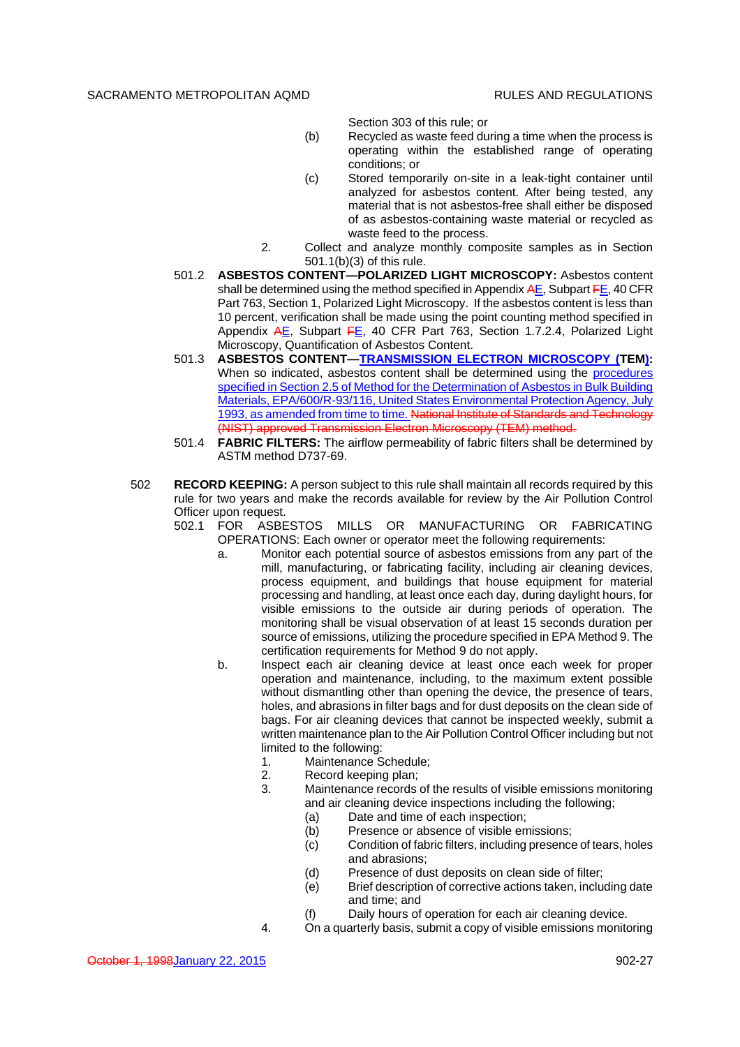Section 303 of this rule; or

(b) Recycled as waste feed during a time when the process is operating within the established range of operating conditions; or

(c) Stored temporarily on-site in a leak-tight container until analyzed for asbestos content. After being tested, any material that is not asbestos-free shall either be disposed of as asbestos-containing waste material or recycled as waste feed to the process.

2. Collect and analyze monthly composite samples as in Section 501.1(b)(3) of this rule.

501.2 **ASBESTOS CONTENT—POLARIZED LIGHT MICROSCOPY:** Asbestos content shall be determined using the method specified in Appendix ~~A~~E, Subpart ~~F~~E, 40 CFR Part 763, Section 1, Polarized Light Microscopy. If the asbestos content is less than 10 percent, verification shall be made using the point counting method specified in Appendix ~~A~~E, Subpart ~~F~~E, 40 CFR Part 763, Section 1.7.2.4, Polarized Light Microscopy, Quantification of Asbestos Content.

501.3 **ASBESTOS CONTENT—TRANSMISSION ELECTRON MICROSCOPY (TEM):** When so indicated, asbestos content shall be determined using the procedures specified in Section 2.5 of Method for the Determination of Asbestos in Bulk Building Materials, EPA/600/R-93/116, United States Environmental Protection Agency, July 1993, as amended from time to time. ~~National Institute of Standards and Technology (NIST) approved Transmission Electron Microscopy (TEM) method.~~

501.4 **FABRIC FILTERS:** The airflow permeability of fabric filters shall be determined by ASTM method D737-69.

502 **RECORD KEEPING:** A person subject to this rule shall maintain all records required by this rule for two years and make the records available for review by the Air Pollution Control Officer upon request.

502.1 FOR ASBESTOS MILLS OR MANUFACTURING OR FABRICATING OPERATIONS: Each owner or operator meet the following requirements:

a. Monitor each potential source of asbestos emissions from any part of the mill, manufacturing, or fabricating facility, including air cleaning devices, process equipment, and buildings that house equipment for material processing and handling, at least once each day, during daylight hours, for visible emissions to the outside air during periods of operation. The monitoring shall be visual observation of at least 15 seconds duration per source of emissions, utilizing the procedure specified in EPA Method 9. The certification requirements for Method 9 do not apply.

b. Inspect each air cleaning device at least once each week for proper operation and maintenance, including, to the maximum extent possible without dismantling other than opening the device, the presence of tears, holes, and abrasions in filter bags and for dust deposits on the clean side of bags. For air cleaning devices that cannot be inspected weekly, submit a written maintenance plan to the Air Pollution Control Officer including but not limited to the following:

1. Maintenance Schedule;
2. Record keeping plan;
3. Maintenance records of the results of visible emissions monitoring and air cleaning device inspections including the following;
   (a) Date and time of each inspection;
   (b) Presence or absence of visible emissions;
   (c) Condition of fabric filters, including presence of tears, holes and abrasions;
   (d) Presence of dust deposits on clean side of filter;
   (e) Brief description of corrective actions taken, including date and time; and
   (f) Daily hours of operation for each air cleaning device.
4. On a quarterly basis, submit a copy of visible emissions monitoring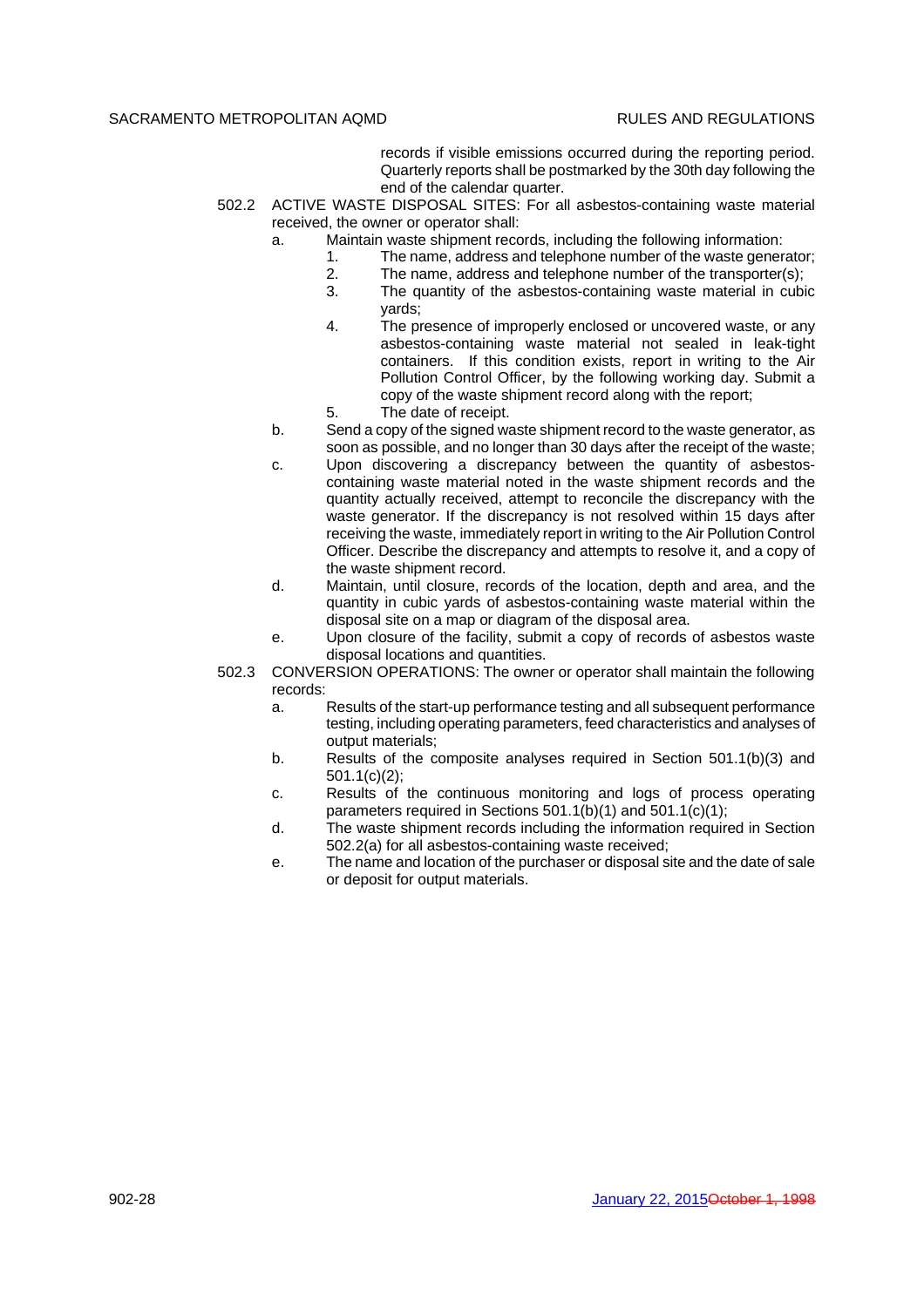records if visible emissions occurred during the reporting period. Quarterly reports shall be postmarked by the 30th day following the end of the calendar quarter.

502.2 ACTIVE WASTE DISPOSAL SITES: For all asbestos-containing waste material received, the owner or operator shall:

a. Maintain waste shipment records, including the following information:
   1. The name, address and telephone number of the waste generator;
   2. The name, address and telephone number of the transporter(s);
   3. The quantity of the asbestos-containing waste material in cubic yards;
   4. The presence of improperly enclosed or uncovered waste, or any asbestos-containing waste material not sealed in leak-tight containers. If this condition exists, report in writing to the Air Pollution Control Officer, by the following working day. Submit a copy of the waste shipment record along with the report;
   5. The date of receipt.

b. Send a copy of the signed waste shipment record to the waste generator, as soon as possible, and no longer than 30 days after the receipt of the waste;

c. Upon discovering a discrepancy between the quantity of asbestos-containing waste material noted in the waste shipment records and the quantity actually received, attempt to reconcile the discrepancy with the waste generator. If the discrepancy is not resolved within 15 days after receiving the waste, immediately report in writing to the Air Pollution Control Officer. Describe the discrepancy and attempts to resolve it, and a copy of the waste shipment record.

d. Maintain, until closure, records of the location, depth and area, and the quantity in cubic yards of asbestos-containing waste material within the disposal site on a map or diagram of the disposal area.

e. Upon closure of the facility, submit a copy of records of asbestos waste disposal locations and quantities.

502.3 CONVERSION OPERATIONS: The owner or operator shall maintain the following records:

a. Results of the start-up performance testing and all subsequent performance testing, including operating parameters, feed characteristics and analyses of output materials;

b. Results of the composite analyses required in Section 501.1(b)(3) and 501.1(c)(2);

c. Results of the continuous monitoring and logs of process operating parameters required in Sections 501.1(b)(1) and 501.1(c)(1);

d. The waste shipment records including the information required in Section 502.2(a) for all asbestos-containing waste received;

e. The name and location of the purchaser or disposal site and the date of sale or deposit for output materials.